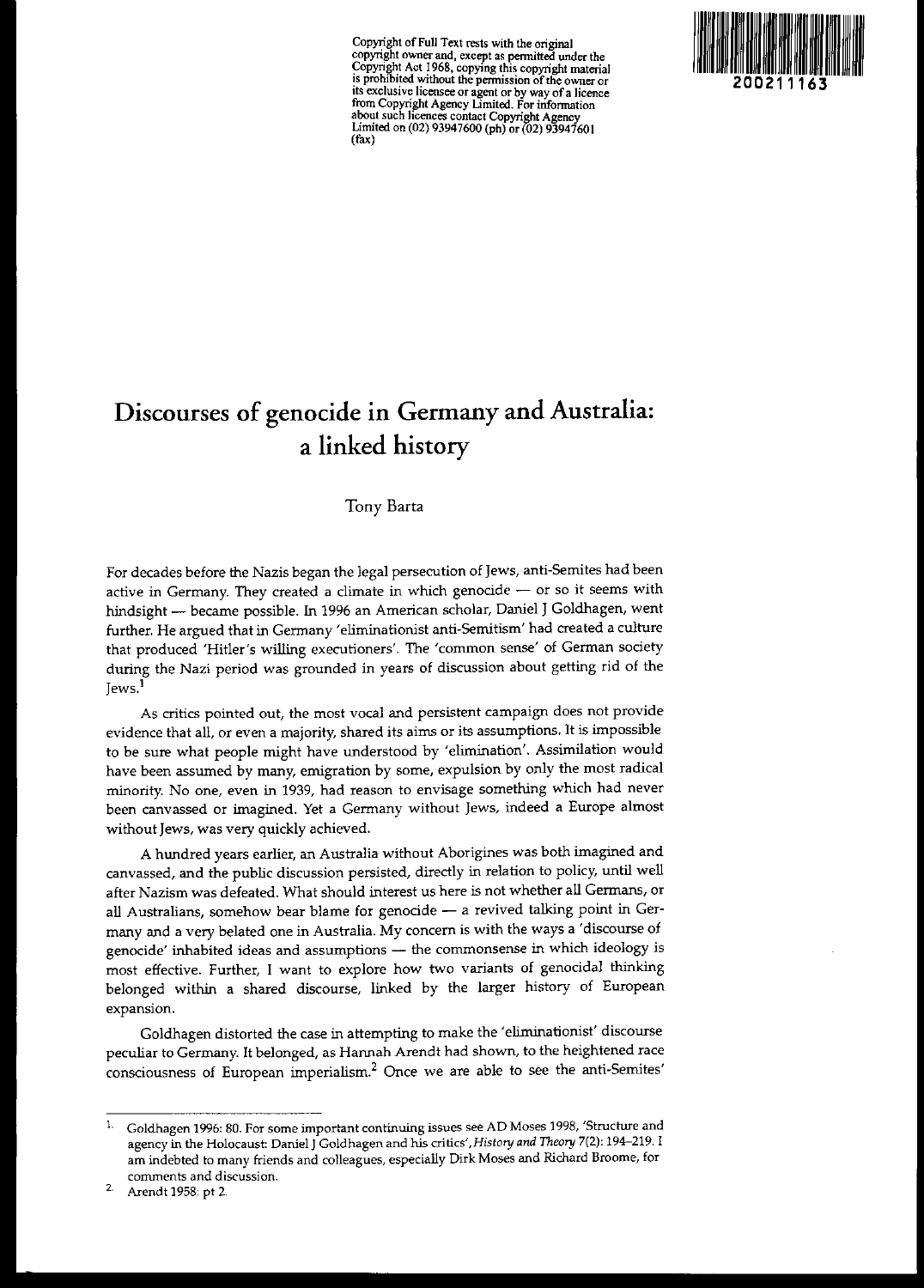Copyright of Full Text rests with the original copyright owner and, except as permitted under the Copyright Act 1968, copying this copyright material is prohibited without the permission of the owner or its exclusive licensee or agent or by way of a licence from Copyright Agency Limited. For information about such licences contact Copyright Agency Limited on (02) 93947600 (ph) or (02) 93947601 (fax)

200211163

# Discourses of genocide in Germany and Australia: a linked history

Tony Barta

For decades before the Nazis began the legal persecution of Jews, anti-Semites had been active in Germany. They created a climate in which genocide — or so it seems with hindsight — became possible. In 1996 an American scholar, Daniel J Goldhagen, went further. He argued that in Germany 'eliminationist anti-Semitism' had created a culture that produced 'Hitler's willing executioners'. The 'common sense' of German society during the Nazi period was grounded in years of discussion about getting rid of the Jews.[1]

As critics pointed out, the most vocal and persistent campaign does not provide evidence that all, or even a majority, shared its aims or its assumptions. It is impossible to be sure what people might have understood by 'elimination'. Assimilation would have been assumed by many, emigration by some, expulsion by only the most radical minority. No one, even in 1939, had reason to envisage something which had never been canvassed or imagined. Yet a Germany without Jews, indeed a Europe almost without Jews, was very quickly achieved.

A hundred years earlier, an Australia without Aborigines was both imagined and canvassed, and the public discussion persisted, directly in relation to policy, until well after Nazism was defeated. What should interest us here is not whether all Germans, or all Australians, somehow bear blame for genocide — a revived talking point in Germany and a very belated one in Australia. My concern is with the ways a 'discourse of genocide' inhabited ideas and assumptions — the commonsense in which ideology is most effective. Further, I want to explore how two variants of genocidal thinking belonged within a shared discourse, linked by the larger history of European expansion.

Goldhagen distorted the case in attempting to make the 'eliminationist' discourse peculiar to Germany. It belonged, as Hannah Arendt had shown, to the heightened race consciousness of European imperialism.[2] Once we are able to see the anti-Semites'

---

1. Goldhagen 1996: 80. For some important continuing issues see AD Moses 1998, 'Structure and agency in the Holocaust: Daniel J Goldhagen and his critics', *History and Theory* 7(2): 194–219. I am indebted to many friends and colleagues, especially Dirk Moses and Richard Broome, for comments and discussion.

2. Arendt 1958: pt 2.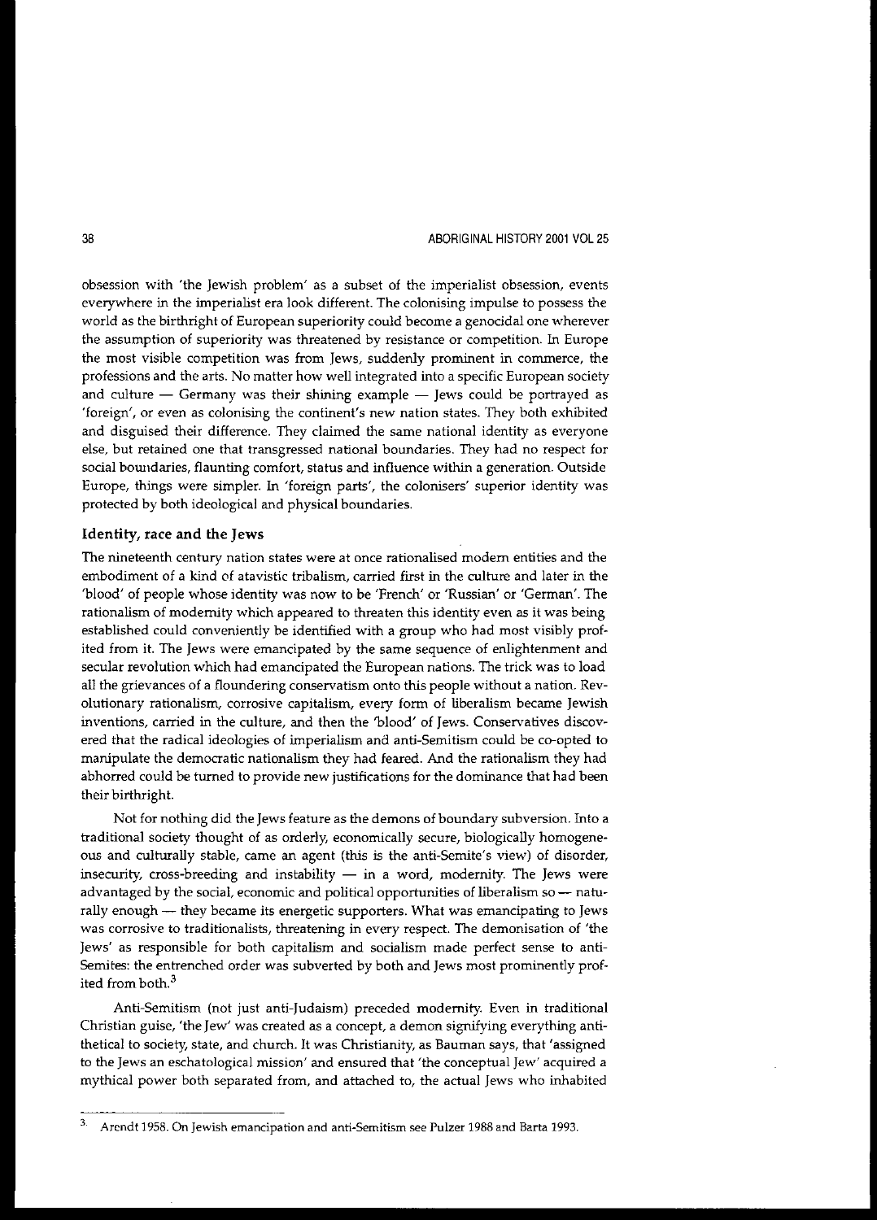obsession with 'the Jewish problem' as a subset of the imperialist obsession, events everywhere in the imperialist era look different. The colonising impulse to possess the world as the birthright of European superiority could become a genocidal one wherever the assumption of superiority was threatened by resistance or competition. In Europe the most visible competition was from Jews, suddenly prominent in commerce, the professions and the arts. No matter how well integrated into a specific European society and culture — Germany was their shining example — Jews could be portrayed as 'foreign', or even as colonising the continent's new nation states. They both exhibited and disguised their difference. They claimed the same national identity as everyone else, but retained one that transgressed national boundaries. They had no respect for social boundaries, flaunting comfort, status and influence within a generation. Outside Europe, things were simpler. In 'foreign parts', the colonisers' superior identity was protected by both ideological and physical boundaries.

## Identity, race and the Jews

The nineteenth century nation states were at once rationalised modern entities and the embodiment of a kind of atavistic tribalism, carried first in the culture and later in the 'blood' of people whose identity was now to be 'French' or 'Russian' or 'German'. The rationalism of modernity which appeared to threaten this identity even as it was being established could conveniently be identified with a group who had most visibly profited from it. The Jews were emancipated by the same sequence of enlightenment and secular revolution which had emancipated the European nations. The trick was to load all the grievances of a floundering conservatism onto this people without a nation. Revolutionary rationalism, corrosive capitalism, every form of liberalism became Jewish inventions, carried in the culture, and then the 'blood' of Jews. Conservatives discovered that the radical ideologies of imperialism and anti-Semitism could be co-opted to manipulate the democratic nationalism they had feared. And the rationalism they had abhorred could be turned to provide new justifications for the dominance that had been their birthright.

Not for nothing did the Jews feature as the demons of boundary subversion. Into a traditional society thought of as orderly, economically secure, biologically homogeneous and culturally stable, came an agent (this is the anti-Semite's view) of disorder, insecurity, cross-breeding and instability — in a word, modernity. The Jews were advantaged by the social, economic and political opportunities of liberalism so — naturally enough — they became its energetic supporters. What was emancipating to Jews was corrosive to traditionalists, threatening in every respect. The demonisation of 'the Jews' as responsible for both capitalism and socialism made perfect sense to anti-Semites: the entrenched order was subverted by both and Jews most prominently profited from both.[3]

Anti-Semitism (not just anti-Judaism) preceded modernity. Even in traditional Christian guise, 'the Jew' was created as a concept, a demon signifying everything antithetical to society, state, and church. It was Christianity, as Bauman says, that 'assigned to the Jews an eschatological mission' and ensured that 'the conceptual Jew' acquired a mythical power both separated from, and attached to, the actual Jews who inhabited

---

3. Arendt 1958. On Jewish emancipation and anti-Semitism see Pulzer 1988 and Barta 1993.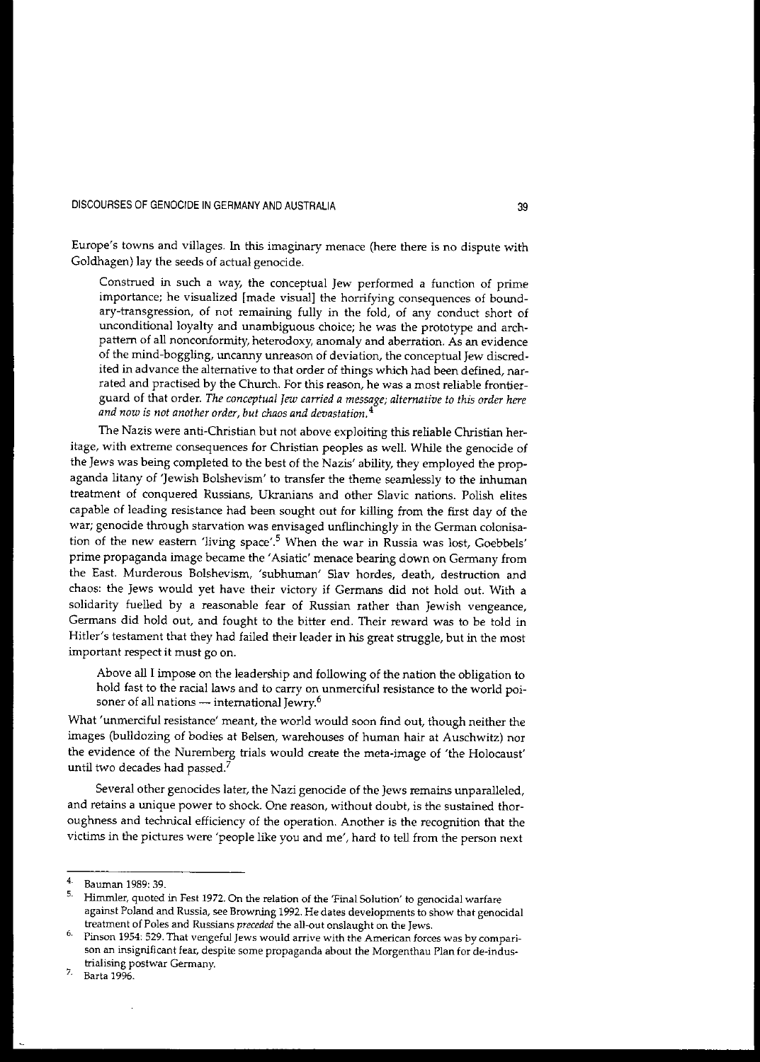Europe's towns and villages. In this imaginary menace (here there is no dispute with Goldhagen) lay the seeds of actual genocide.

> Construed in such a way, the conceptual Jew performed a function of prime importance; he visualized [made visual] the horrifying consequences of boundary-transgression, of not remaining fully in the fold, of any conduct short of unconditional loyalty and unambiguous choice; he was the prototype and arch-pattern of all nonconformity, heterodoxy, anomaly and aberration. As an evidence of the mind-boggling, uncanny unreason of deviation, the conceptual Jew discredited in advance the alternative to that order of things which had been defined, narrated and practised by the Church. For this reason, he was a most reliable frontier-guard of that order. *The conceptual Jew carried a message; alternative to this order here and now is not another order, but chaos and devastation.*[4]

The Nazis were anti-Christian but not above exploiting this reliable Christian heritage, with extreme consequences for Christian peoples as well. While the genocide of the Jews was being completed to the best of the Nazis' ability, they employed the propaganda litany of 'Jewish Bolshevism' to transfer the theme seamlessly to the inhuman treatment of conquered Russians, Ukranians and other Slavic nations. Polish elites capable of leading resistance had been sought out for killing from the first day of the war; genocide through starvation was envisaged unflinchingly in the German colonisation of the new eastern 'living space'.[5] When the war in Russia was lost, Goebbels' prime propaganda image became the 'Asiatic' menace bearing down on Germany from the East. Murderous Bolshevism, 'subhuman' Slav hordes, death, destruction and chaos: the Jews would yet have their victory if Germans did not hold out. With a solidarity fuelled by a reasonable fear of Russian rather than Jewish vengeance, Germans did hold out, and fought to the bitter end. Their reward was to be told in Hitler's testament that they had failed their leader in his great struggle, but in the most important respect it must go on.

> Above all I impose on the leadership and following of the nation the obligation to hold fast to the racial laws and to carry on unmerciful resistance to the world poisoner of all nations — international Jewry.[6]

What 'unmerciful resistance' meant, the world would soon find out, though neither the images (bulldozing of bodies at Belsen, warehouses of human hair at Auschwitz) nor the evidence of the Nuremberg trials would create the meta-image of 'the Holocaust' until two decades had passed.[7]

Several other genocides later, the Nazi genocide of the Jews remains unparalleled, and retains a unique power to shock. One reason, without doubt, is the sustained thoroughness and technical efficiency of the operation. Another is the recognition that the victims in the pictures were 'people like you and me', hard to tell from the person next

---

4. Bauman 1989: 39.
5. Himmler, quoted in Fest 1972. On the relation of the 'Final Solution' to genocidal warfare against Poland and Russia, see Browning 1992. He dates developments to show that genocidal treatment of Poles and Russians *preceded* the all-out onslaught on the Jews.
6. Pinson 1954: 529. That vengeful Jews would arrive with the American forces was by comparison an insignificant fear, despite some propaganda about the Morgenthau Plan for de-industrialising postwar Germany.
7. Barta 1996.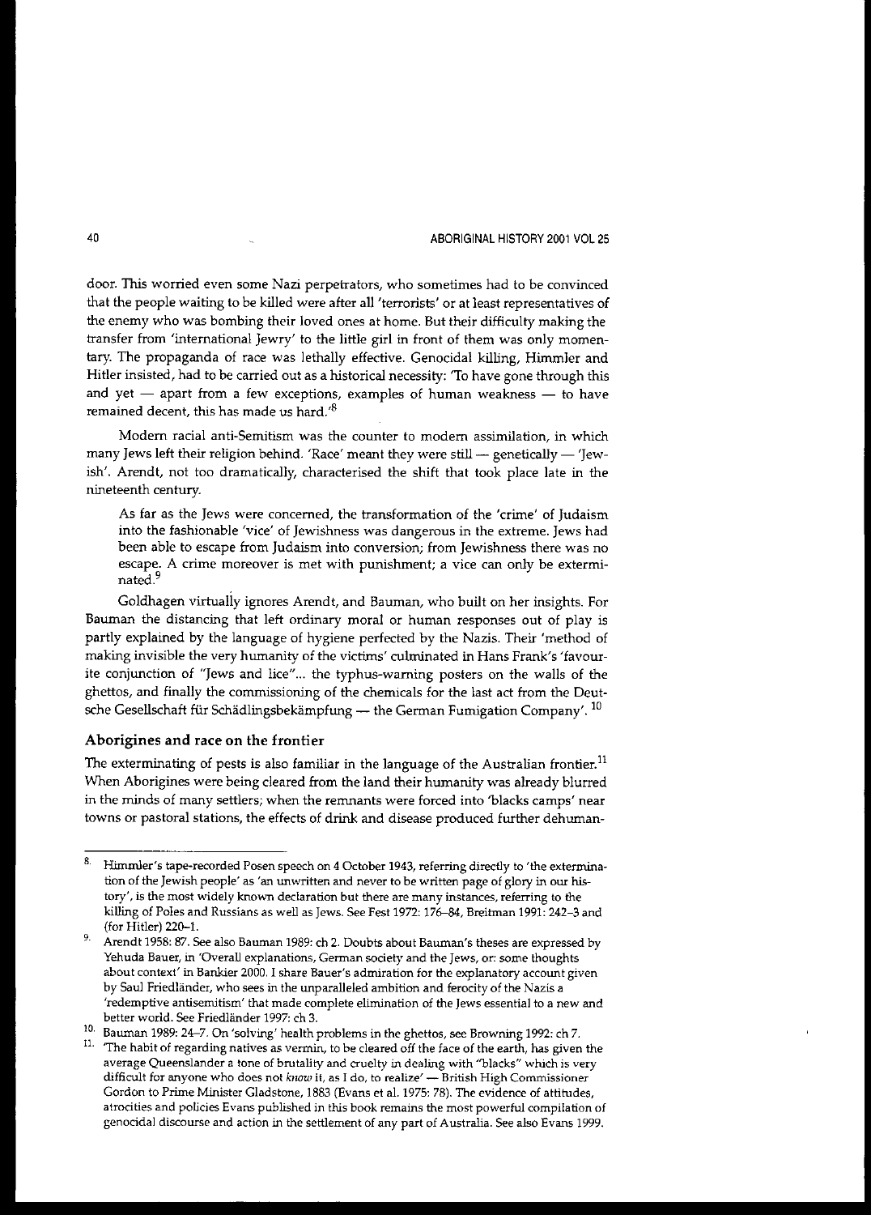door. This worried even some Nazi perpetrators, who sometimes had to be convinced that the people waiting to be killed were after all 'terrorists' or at least representatives of the enemy who was bombing their loved ones at home. But their difficulty making the transfer from 'international Jewry' to the little girl in front of them was only momentary. The propaganda of race was lethally effective. Genocidal killing, Himmler and Hitler insisted, had to be carried out as a historical necessity: 'To have gone through this and yet — apart from a few exceptions, examples of human weakness — to have remained decent, this has made us hard.'[8]

Modern racial anti-Semitism was the counter to modern assimilation, in which many Jews left their religion behind. 'Race' meant they were still — genetically — 'Jewish'. Arendt, not too dramatically, characterised the shift that took place late in the nineteenth century.

> As far as the Jews were concerned, the transformation of the 'crime' of Judaism into the fashionable 'vice' of Jewishness was dangerous in the extreme. Jews had been able to escape from Judaism into conversion; from Jewishness there was no escape. A crime moreover is met with punishment; a vice can only be exterminated.[9]

Goldhagen virtually ignores Arendt, and Bauman, who built on her insights. For Bauman the distancing that left ordinary moral or human responses out of play is partly explained by the language of hygiene perfected by the Nazis. Their 'method of making invisible the very humanity of the victims' culminated in Hans Frank's 'favourite conjunction of "Jews and lice"... the typhus-warning posters on the walls of the ghettos, and finally the commissioning of the chemicals for the last act from the Deutsche Gesellschaft für Schädlingsbekämpfung — the German Fumigation Company'.[10]

### Aborigines and race on the frontier

The exterminating of pests is also familiar in the language of the Australian frontier.[11] When Aborigines were being cleared from the land their humanity was already blurred in the minds of many settlers; when the remnants were forced into 'blacks camps' near towns or pastoral stations, the effects of drink and disease produced further dehuman-

---

8. Himmler's tape-recorded Posen speech on 4 October 1943, referring directly to 'the extermination of the Jewish people' as 'an unwritten and never to be written page of glory in our history', is the most widely known declaration but there are many instances, referring to the killing of Poles and Russians as well as Jews. See Fest 1972: 176–84, Breitman 1991: 242–3 and (for Hitler) 220–1.

9. Arendt 1958: 87. See also Bauman 1989: ch 2. Doubts about Bauman's theses are expressed by Yehuda Bauer, in 'Overall explanations, German society and the Jews, or: some thoughts about context' in Bankier 2000. I share Bauer's admiration for the explanatory account given by Saul Friedländer, who sees in the unparalleled ambition and ferocity of the Nazis a 'redemptive antisemitism' that made complete elimination of the Jews essential to a new and better world. See Friedländer 1997: ch 3.

10. Bauman 1989: 24–7. On 'solving' health problems in the ghettos, see Browning 1992: ch 7.

11. 'The habit of regarding natives as vermin, to be cleared off the face of the earth, has given the average Queenslander a tone of brutality and cruelty in dealing with "blacks" which is very difficult for anyone who does not *know* it, as I do, to realize' — British High Commissioner Gordon to Prime Minister Gladstone, 1883 (Evans et al. 1975: 78). The evidence of attitudes, atrocities and policies Evans published in this book remains the most powerful compilation of genocidal discourse and action in the settlement of any part of Australia. See also Evans 1999.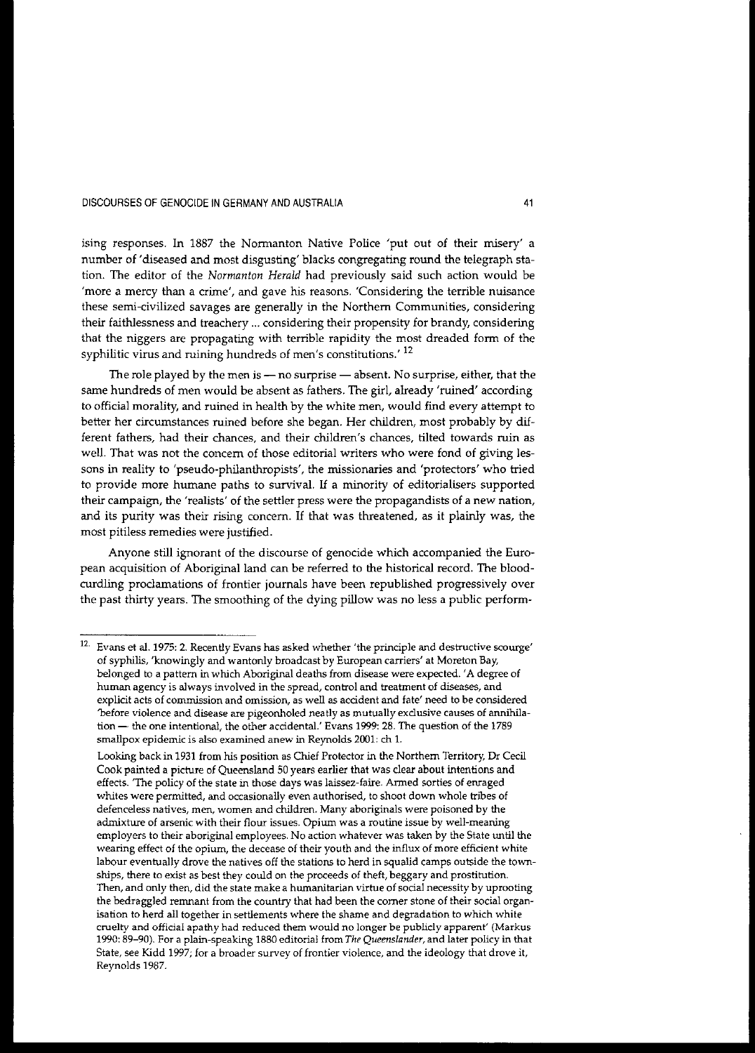ising responses. In 1887 the Normanton Native Police 'put out of their misery' a number of 'diseased and most disgusting' blacks congregating round the telegraph station. The editor of the *Normanton Herald* had previously said such action would be 'more a mercy than a crime', and gave his reasons. 'Considering the terrible nuisance these semi-civilized savages are generally in the Northern Communities, considering their faithlessness and treachery ... considering their propensity for brandy, considering that the niggers are propagating with terrible rapidity the most dreaded form of the syphilitic virus and ruining hundreds of men's constitutions.' [12]

The role played by the men is — no surprise — absent. No surprise, either, that the same hundreds of men would be absent as fathers. The girl, already 'ruined' according to official morality, and ruined in health by the white men, would find every attempt to better her circumstances ruined before she began. Her children, most probably by different fathers, had their chances, and their children's chances, tilted towards ruin as well. That was not the concern of those editorial writers who were fond of giving lessons in reality to 'pseudo-philanthropists', the missionaries and 'protectors' who tried to provide more humane paths to survival. If a minority of editorialisers supported their campaign, the 'realists' of the settler press were the propagandists of a new nation, and its purity was their rising concern. If that was threatened, as it plainly was, the most pitiless remedies were justified.

Anyone still ignorant of the discourse of genocide which accompanied the European acquisition of Aboriginal land can be referred to the historical record. The blood-curdling proclamations of frontier journals have been republished progressively over the past thirty years. The smoothing of the dying pillow was no less a public perform-

---

12. Evans et al. 1975: 2. Recently Evans has asked whether 'the principle and destructive scourge' of syphilis, 'knowingly and wantonly broadcast by European carriers' at Moreton Bay, belonged to a pattern in which Aboriginal deaths from disease were expected. 'A degree of human agency is always involved in the spread, control and treatment of diseases, and explicit acts of commission and omission, as well as accident and fate' need to be considered 'before violence and disease are pigeonholed neatly as mutually exclusive causes of annihilation — the one intentional, the other accidental.' Evans 1999: 28. The question of the 1789 smallpox epidemic is also examined anew in Reynolds 2001: ch 1.

Looking back in 1931 from his position as Chief Protector in the Northern Territory, Dr Cecil Cook painted a picture of Queensland 50 years earlier that was clear about intentions and effects. 'The policy of the state in those days was laissez-faire. Armed sorties of enraged whites were permitted, and occasionally even authorised, to shoot down whole tribes of defenceless natives, men, women and children. Many aboriginals were poisoned by the admixture of arsenic with their flour issues. Opium was a routine issue by well-meaning employers to their aboriginal employees. No action whatever was taken by the State until the wearing effect of the opium, the decease of their youth and the influx of more efficient white labour eventually drove the natives off the stations to herd in squalid camps outside the townships, there to exist as best they could on the proceeds of theft, beggary and prostitution. Then, and only then, did the state make a humanitarian virtue of social necessity by uprooting the bedraggled remnant from the country that had been the corner stone of their social organisation to herd all together in settlements where the shame and degradation to which white cruelty and official apathy had reduced them would no longer be publicly apparent' (Markus 1990: 89–90). For a plain-speaking 1880 editorial from *The Queenslander*, and later policy in that State, see Kidd 1997; for a broader survey of frontier violence, and the ideology that drove it, Reynolds 1987.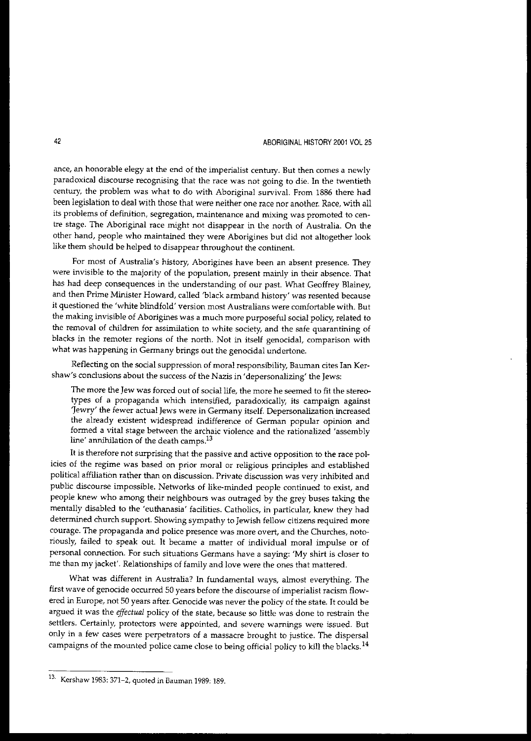ance, an honorable elegy at the end of the imperialist century. But then comes a newly paradoxical discourse recognising that the race was not going to die. In the twentieth century, the problem was what to do with Aboriginal survival. From 1886 there had been legislation to deal with those that were neither one race nor another. Race, with all its problems of definition, segregation, maintenance and mixing was promoted to centre stage. The Aboriginal race might not disappear in the north of Australia. On the other hand, people who maintained they were Aborigines but did not altogether look like them should be helped to disappear throughout the continent.

For most of Australia's history, Aborigines have been an absent presence. They were invisible to the majority of the population, present mainly in their absence. That has had deep consequences in the understanding of our past. What Geoffrey Blainey, and then Prime Minister Howard, called 'black armband history' was resented because it questioned the 'white blindfold' version most Australians were comfortable with. But the making invisible of Aborigines was a much more purposeful social policy, related to the removal of children for assimilation to white society, and the safe quarantining of blacks in the remoter regions of the north. Not in itself genocidal, comparison with what was happening in Germany brings out the genocidal undertone.

Reflecting on the social suppression of moral responsibility, Bauman cites Ian Kershaw's conclusions about the success of the Nazis in 'depersonalizing' the Jews:

> The more the Jew was forced out of social life, the more he seemed to fit the stereotypes of a propaganda which intensified, paradoxically, its campaign against 'Jewry' the fewer actual Jews were in Germany itself. Depersonalization increased the already existent widespread indifference of German popular opinion and formed a vital stage between the archaic violence and the rationalized 'assembly line' annihilation of the death camps.[13]

It is therefore not surprising that the passive and active opposition to the race policies of the regime was based on prior moral or religious principles and established political affiliation rather than on discussion. Private discussion was very inhibited and public discourse impossible. Networks of like-minded people continued to exist, and people knew who among their neighbours was outraged by the grey buses taking the mentally disabled to the 'euthanasia' facilities. Catholics, in particular, knew they had determined church support. Showing sympathy to Jewish fellow citizens required more courage. The propaganda and police presence was more overt, and the Churches, notoriously, failed to speak out. It became a matter of individual moral impulse or of personal connection. For such situations Germans have a saying: 'My shirt is closer to me than my jacket'. Relationships of family and love were the ones that mattered.

What was different in Australia? In fundamental ways, almost everything. The first wave of genocide occurred 50 years before the discourse of imperialist racism flowered in Europe, not 50 years after. Genocide was never the policy of the state. It could be argued it was the *effectual* policy of the state, because so little was done to restrain the settlers. Certainly, protectors were appointed, and severe warnings were issued. But only in a few cases were perpetrators of a massacre brought to justice. The dispersal campaigns of the mounted police came close to being official policy to kill the blacks.[14]

---

13. Kershaw 1983: 371–2, quoted in Bauman 1989: 189.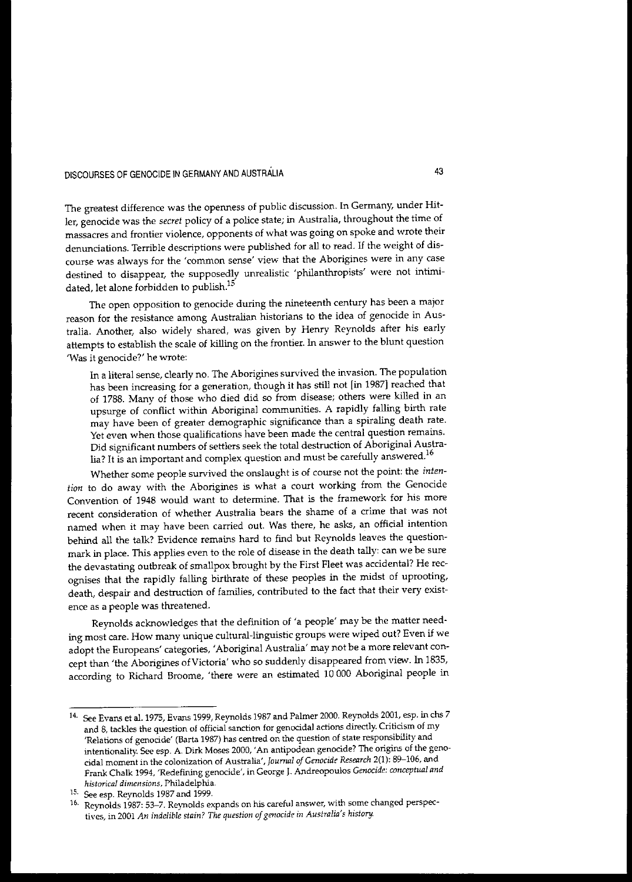The greatest difference was the openness of public discussion. In Germany, under Hitler, genocide was the *secret* policy of a police state; in Australia, throughout the time of massacres and frontier violence, opponents of what was going on spoke and wrote their denunciations. Terrible descriptions were published for all to read. If the weight of discourse was always for the 'common sense' view that the Aborigines were in any case destined to disappear, the supposedly unrealistic 'philanthropists' were not intimidated, let alone forbidden to publish.[15]

The open opposition to genocide during the nineteenth century has been a major reason for the resistance among Australian historians to the idea of genocide in Australia. Another, also widely shared, was given by Henry Reynolds after his early attempts to establish the scale of killing on the frontier. In answer to the blunt question 'Was it genocide?' he wrote:

> In a literal sense, clearly no. The Aborigines survived the invasion. The population has been increasing for a generation, though it has still not [in 1987] reached that of 1788. Many of those who died did so from disease; others were killed in an upsurge of conflict within Aboriginal communities. A rapidly falling birth rate may have been of greater demographic significance than a spiraling death rate. Yet even when those qualifications have been made the central question remains. Did significant numbers of settlers seek the total destruction of Aboriginal Australia? It is an important and complex question and must be carefully answered.[16]

Whether some people survived the onslaught is of course not the point: the *intention* to do away with the Aborigines is what a court working from the Genocide Convention of 1948 would want to determine. That is the framework for his more recent consideration of whether Australia bears the shame of a crime that was not named when it may have been carried out. Was there, he asks, an official intention behind all the talk? Evidence remains hard to find but Reynolds leaves the question-mark in place. This applies even to the role of disease in the death tally: can we be sure the devastating outbreak of smallpox brought by the First Fleet was accidental? He recognises that the rapidly falling birthrate of these peoples in the midst of uprooting, death, despair and destruction of families, contributed to the fact that their very existence as a people was threatened.

Reynolds acknowledges that the definition of 'a people' may be the matter needing most care. How many unique cultural-linguistic groups were wiped out? Even if we adopt the Europeans' categories, 'Aboriginal Australia' may not be a more relevant concept than 'the Aborigines of Victoria' who so suddenly disappeared from view. In 1835, according to Richard Broome, 'there were an estimated 10 000 Aboriginal people in

---

14. See Evans et al. 1975, Evans 1999, Reynolds 1987 and Palmer 2000. Reynolds 2001, esp. in chs 7 and 8, tackles the question of official sanction for genocidal actions directly. Criticism of my 'Relations of genocide' (Barta 1987) has centred on the question of state responsibility and intentionality. See esp. A. Dirk Moses 2000, 'An antipodean genocide? The origins of the genocidal moment in the colonization of Australia', *Journal of Genocide Research* 2(1): 89–106, and Frank Chalk 1994, 'Redefining genocide', in George J. Andreopoulos *Genocide: conceptual and historical dimensions*, Philadelphia.

15. See esp. Reynolds 1987 and 1999.

16. Reynolds 1987: 53–7. Reynolds expands on his careful answer, with some changed perspectives, in 2001 *An indelible stain? The question of genocide in Australia's history.*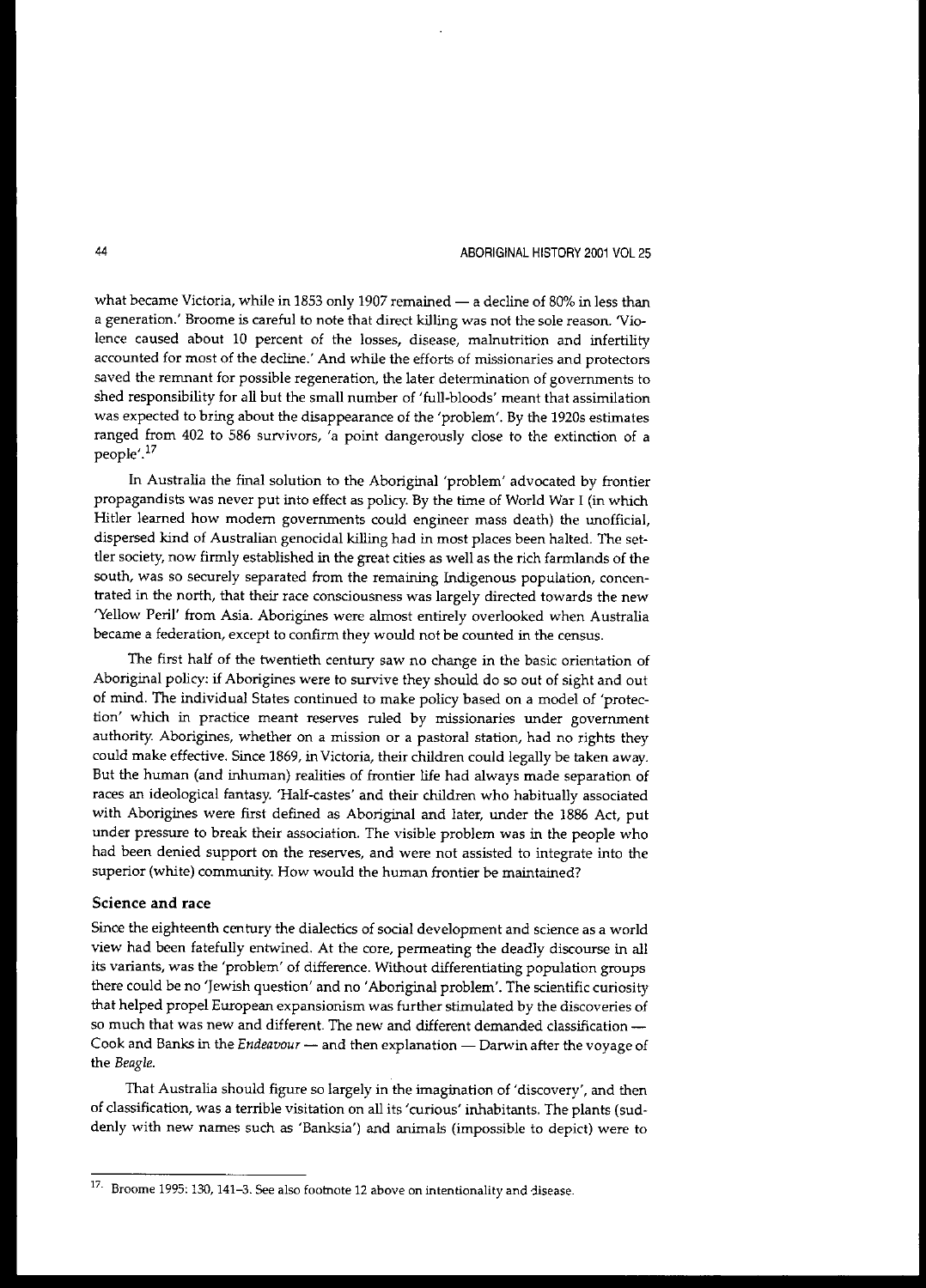what became Victoria, while in 1853 only 1907 remained — a decline of 80% in less than a generation.' Broome is careful to note that direct killing was not the sole reason. 'Violence caused about 10 percent of the losses, disease, malnutrition and infertility accounted for most of the decline.' And while the efforts of missionaries and protectors saved the remnant for possible regeneration, the later determination of governments to shed responsibility for all but the small number of 'full-bloods' meant that assimilation was expected to bring about the disappearance of the 'problem'. By the 1920s estimates ranged from 402 to 586 survivors, 'a point dangerously close to the extinction of a people'.[17]

In Australia the final solution to the Aboriginal 'problem' advocated by frontier propagandists was never put into effect as policy. By the time of World War I (in which Hitler learned how modern governments could engineer mass death) the unofficial, dispersed kind of Australian genocidal killing had in most places been halted. The settler society, now firmly established in the great cities as well as the rich farmlands of the south, was so securely separated from the remaining Indigenous population, concentrated in the north, that their race consciousness was largely directed towards the new 'Yellow Peril' from Asia. Aborigines were almost entirely overlooked when Australia became a federation, except to confirm they would not be counted in the census.

The first half of the twentieth century saw no change in the basic orientation of Aboriginal policy: if Aborigines were to survive they should do so out of sight and out of mind. The individual States continued to make policy based on a model of 'protection' which in practice meant reserves ruled by missionaries under government authority. Aborigines, whether on a mission or a pastoral station, had no rights they could make effective. Since 1869, in Victoria, their children could legally be taken away. But the human (and inhuman) realities of frontier life had always made separation of races an ideological fantasy. 'Half-castes' and their children who habitually associated with Aborigines were first defined as Aboriginal and later, under the 1886 Act, put under pressure to break their association. The visible problem was in the people who had been denied support on the reserves, and were not assisted to integrate into the superior (white) community. How would the human frontier be maintained?

## Science and race

Since the eighteenth century the dialectics of social development and science as a world view had been fatefully entwined. At the core, permeating the deadly discourse in all its variants, was the 'problem' of difference. Without differentiating population groups there could be no 'Jewish question' and no 'Aboriginal problem'. The scientific curiosity that helped propel European expansionism was further stimulated by the discoveries of so much that was new and different. The new and different demanded classification — Cook and Banks in the *Endeavour* — and then explanation — Darwin after the voyage of the *Beagle*.

That Australia should figure so largely in the imagination of 'discovery', and then of classification, was a terrible visitation on all its 'curious' inhabitants. The plants (suddenly with new names such as 'Banksia') and animals (impossible to depict) were to

---

[17] Broome 1995: 130, 141–3. See also footnote 12 above on intentionality and disease.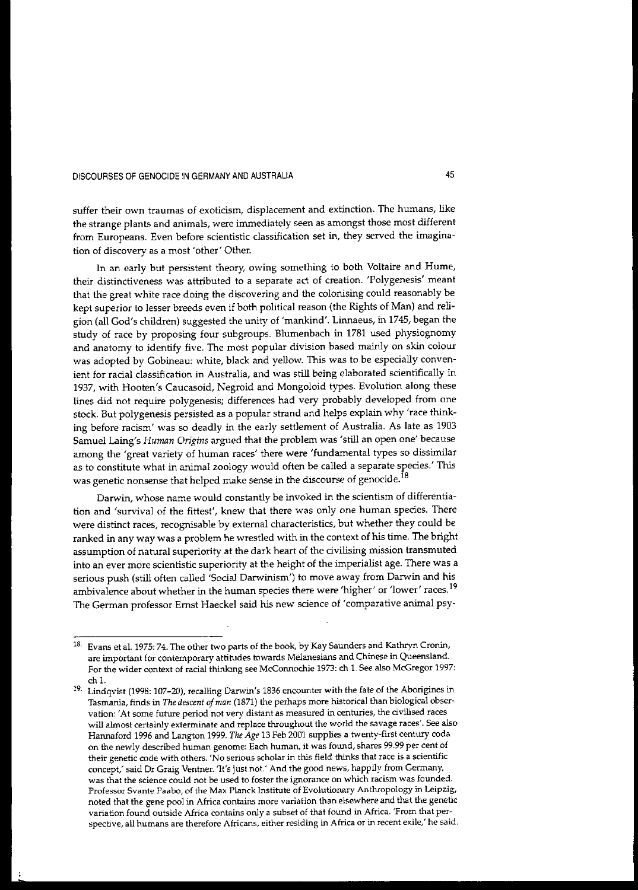suffer their own traumas of exoticism, displacement and extinction. The humans, like the strange plants and animals, were immediately seen as amongst those most different from Europeans. Even before scientistic classification set in, they served the imagination of discovery as a most 'other' Other.

In an early but persistent theory, owing something to both Voltaire and Hume, their distinctiveness was attributed to a separate act of creation. 'Polygenesis' meant that the great white race doing the discovering and the colonising could reasonably be kept superior to lesser breeds even if both political reason (the Rights of Man) and religion (all God's children) suggested the unity of 'mankind'. Linnaeus, in 1745, began the study of race by proposing four subgroups. Blumenbach in 1781 used physiognomy and anatomy to identify five. The most popular division based mainly on skin colour was adopted by Gobineau: white, black and yellow. This was to be especially convenient for racial classification in Australia, and was still being elaborated scientifically in 1937, with Hooten's Caucasoid, Negroid and Mongoloid types. Evolution along these lines did not require polygenesis; differences had very probably developed from one stock. But polygenesis persisted as a popular strand and helps explain why 'race thinking before racism' was so deadly in the early settlement of Australia. As late as 1903 Samuel Laing's *Human Origins* argued that the problem was 'still an open one' because among the 'great variety of human races' there were 'fundamental types so dissimilar as to constitute what in animal zoology would often be called a separate species.' This was genetic nonsense that helped make sense in the discourse of genocide.[18]

Darwin, whose name would constantly be invoked in the scientism of differentiation and 'survival of the fittest', knew that there was only one human species. There were distinct races, recognisable by external characteristics, but whether they could be ranked in any way was a problem he wrestled with in the context of his time. The bright assumption of natural superiority at the dark heart of the civilising mission transmuted into an ever more scientistic superiority at the height of the imperialist age. There was a serious push (still often called 'Social Darwinism') to move away from Darwin and his ambivalence about whether in the human species there were 'higher' or 'lower' races.[19] The German professor Ernst Haeckel said his new science of 'comparative animal psy-

---

18. Evans et al. 1975: 74. The other two parts of the book, by Kay Saunders and Kathryn Cronin, are important for contemporary attitudes towards Melanesians and Chinese in Queensland. For the wider context of racial thinking see McConnochie 1973: ch 1. See also McGregor 1997: ch 1.

19. Lindqvist (1998: 107–20), recalling Darwin's 1836 encounter with the fate of the Aborigines in Tasmania, finds in *The descent of man* (1871) the perhaps more historical than biological observation: 'At some future period not very distant as measured in centuries, the civilised races will almost certainly exterminate and replace throughout the world the savage races'. See also Hannaford 1996 and Langton 1999. *The Age* 13 Feb 2001 supplies a twenty-first century coda on the newly described human genome: Each human, it was found, shares 99.99 per cent of their genetic code with others. 'No serious scholar in this field thinks that race is a scientific concept,' said Dr Graig Ventner. 'It's just not.' And the good news, happily from Germany, was that the science could not be used to foster the ignorance on which racism was founded. Professor Svante Paabo, of the Max Planck Institute of Evolutionary Anthropology in Leipzig, noted that the gene pool in Africa contains more variation than elsewhere and that the genetic variation found outside Africa contains only a subset of that found in Africa. 'From that perspective, all humans are therefore Africans, either residing in Africa or in recent exile,' he said.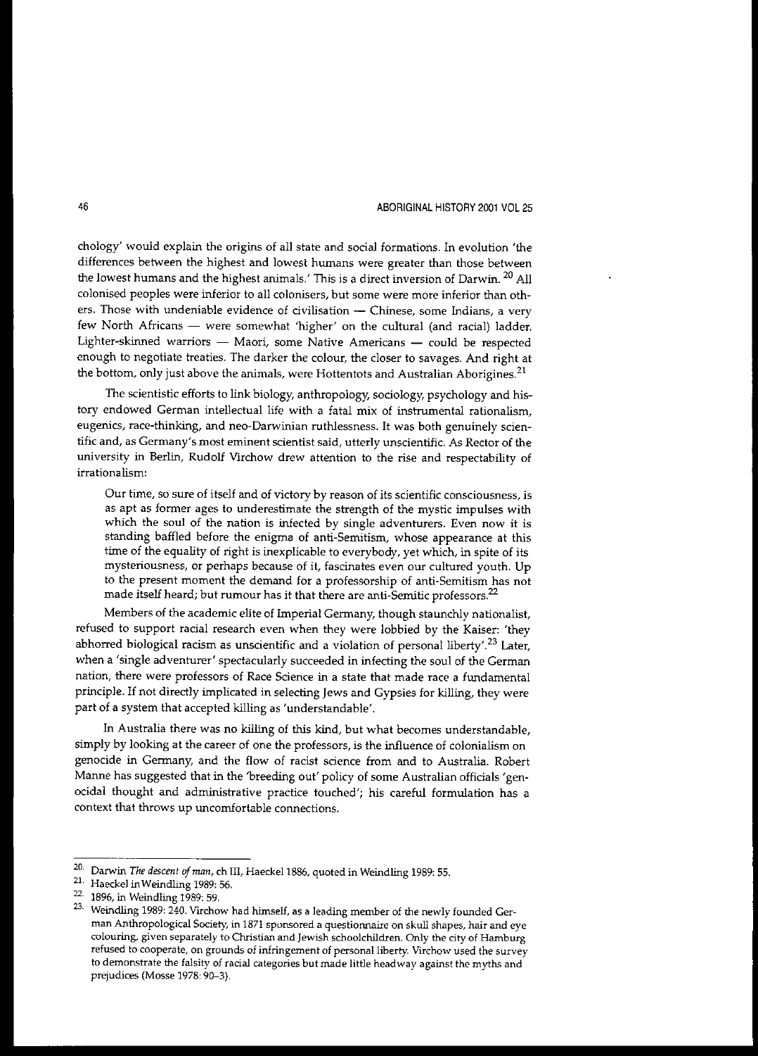chology' would explain the origins of all state and social formations. In evolution 'the differences between the highest and lowest humans were greater than those between the lowest humans and the highest animals.' This is a direct inversion of Darwin. [20] All colonised peoples were inferior to all colonisers, but some were more inferior than others. Those with undeniable evidence of civilisation — Chinese, some Indians, a very few North Africans — were somewhat 'higher' on the cultural (and racial) ladder. Lighter-skinned warriors — Maori, some Native Americans — could be respected enough to negotiate treaties. The darker the colour, the closer to savages. And right at the bottom, only just above the animals, were Hottentots and Australian Aborigines.[21]

The scientistic efforts to link biology, anthropology, sociology, psychology and history endowed German intellectual life with a fatal mix of instrumental rationalism, eugenics, race-thinking, and neo-Darwinian ruthlessness. It was both genuinely scientific and, as Germany's most eminent scientist said, utterly unscientific. As Rector of the university in Berlin, Rudolf Virchow drew attention to the rise and respectability of irrationalism:

> Our time, so sure of itself and of victory by reason of its scientific consciousness, is as apt as former ages to underestimate the strength of the mystic impulses with which the soul of the nation is infected by single adventurers. Even now it is standing baffled before the enigma of anti-Semitism, whose appearance at this time of the equality of right is inexplicable to everybody, yet which, in spite of its mysteriousness, or perhaps because of it, fascinates even our cultured youth. Up to the present moment the demand for a professorship of anti-Semitism has not made itself heard; but rumour has it that there are anti-Semitic professors.[22]

Members of the academic elite of Imperial Germany, though staunchly nationalist, refused to support racial research even when they were lobbied by the Kaiser: 'they abhorred biological racism as unscientific and a violation of personal liberty'.[23] Later, when a 'single adventurer' spectacularly succeeded in infecting the soul of the German nation, there were professors of Race Science in a state that made race a fundamental principle. If not directly implicated in selecting Jews and Gypsies for killing, they were part of a system that accepted killing as 'understandable'.

In Australia there was no killing of this kind, but what becomes understandable, simply by looking at the career of one the professors, is the influence of colonialism on genocide in Germany, and the flow of racist science from and to Australia. Robert Manne has suggested that in the 'breeding out' policy of some Australian officials 'genocidal thought and administrative practice touched'; his careful formulation has a context that throws up uncomfortable connections.

---

20. Darwin *The descent of man*, ch III, Haeckel 1886, quoted in Weindling 1989: 55.
21. Haeckel in Weindling 1989: 56.
22. 1896, in Weindling 1989: 59.
23. Weindling 1989: 240. Virchow had himself, as a leading member of the newly founded German Anthropological Society, in 1871 sponsored a questionnaire on skull shapes, hair and eye colouring, given separately to Christian and Jewish schoolchildren. Only the city of Hamburg refused to cooperate, on grounds of infringement of personal liberty. Virchow used the survey to demonstrate the falsity of racial categories but made little headway against the myths and prejudices (Mosse 1978: 90–3).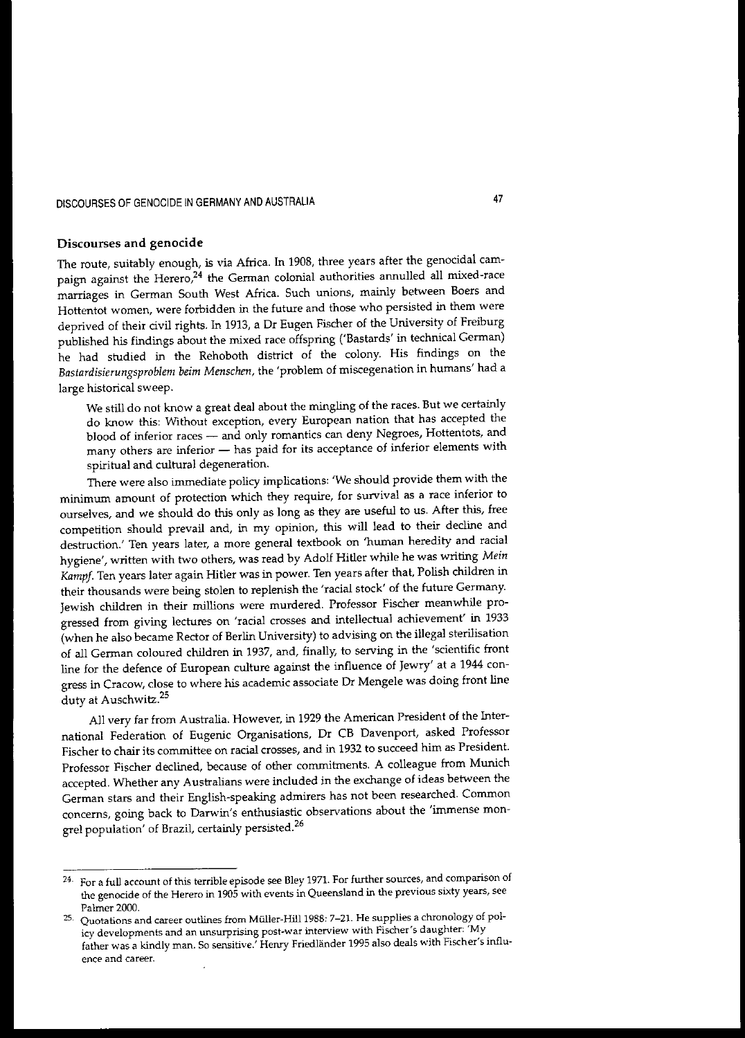## Discourses and genocide

The route, suitably enough, is via Africa. In 1908, three years after the genocidal campaign against the Herero,[24] the German colonial authorities annulled all mixed-race marriages in German South West Africa. Such unions, mainly between Boers and Hottentot women, were forbidden in the future and those who persisted in them were deprived of their civil rights. In 1913, a Dr Eugen Fischer of the University of Freiburg published his findings about the mixed race offspring ('Bastards' in technical German) he had studied in the Rehoboth district of the colony. His findings on the *Bastardisierungsproblem beim Menschen*, the 'problem of miscegenation in humans' had a large historical sweep.

> We still do not know a great deal about the mingling of the races. But we certainly do know this: Without exception, every European nation that has accepted the blood of inferior races — and only romantics can deny Negroes, Hottentots, and many others are inferior — has paid for its acceptance of inferior elements with spiritual and cultural degeneration.

There were also immediate policy implications: 'We should provide them with the minimum amount of protection which they require, for survival as a race inferior to ourselves, and we should do this only as long as they are useful to us. After this, free competition should prevail and, in my opinion, this will lead to their decline and destruction.' Ten years later, a more general textbook on 'human heredity and racial hygiene', written with two others, was read by Adolf Hitler while he was writing *Mein Kampf*. Ten years later again Hitler was in power. Ten years after that, Polish children in their thousands were being stolen to replenish the 'racial stock' of the future Germany. Jewish children in their millions were murdered. Professor Fischer meanwhile progressed from giving lectures on 'racial crosses and intellectual achievement' in 1933 (when he also became Rector of Berlin University) to advising on the illegal sterilisation of all German coloured children in 1937, and, finally, to serving in the 'scientific front line for the defence of European culture against the influence of Jewry' at a 1944 congress in Cracow, close to where his academic associate Dr Mengele was doing front line duty at Auschwitz.[25]

All very far from Australia. However, in 1929 the American President of the International Federation of Eugenic Organisations, Dr CB Davenport, asked Professor Fischer to chair its committee on racial crosses, and in 1932 to succeed him as President. Professor Fischer declined, because of other commitments. A colleague from Munich accepted. Whether any Australians were included in the exchange of ideas between the German stars and their English-speaking admirers has not been researched. Common concerns, going back to Darwin's enthusiastic observations about the 'immense mongrel population' of Brazil, certainly persisted.[26]

---

24. For a full account of this terrible episode see Bley 1971. For further sources, and comparison of the genocide of the Herero in 1905 with events in Queensland in the previous sixty years, see Palmer 2000.

25. Quotations and career outlines from Müller-Hill 1988: 7–21. He supplies a chronology of policy developments and an unsurprising post-war interview with Fischer's daughter: 'My father was a kindly man. So sensitive.' Henry Friedländer 1995 also deals with Fischer's influence and career.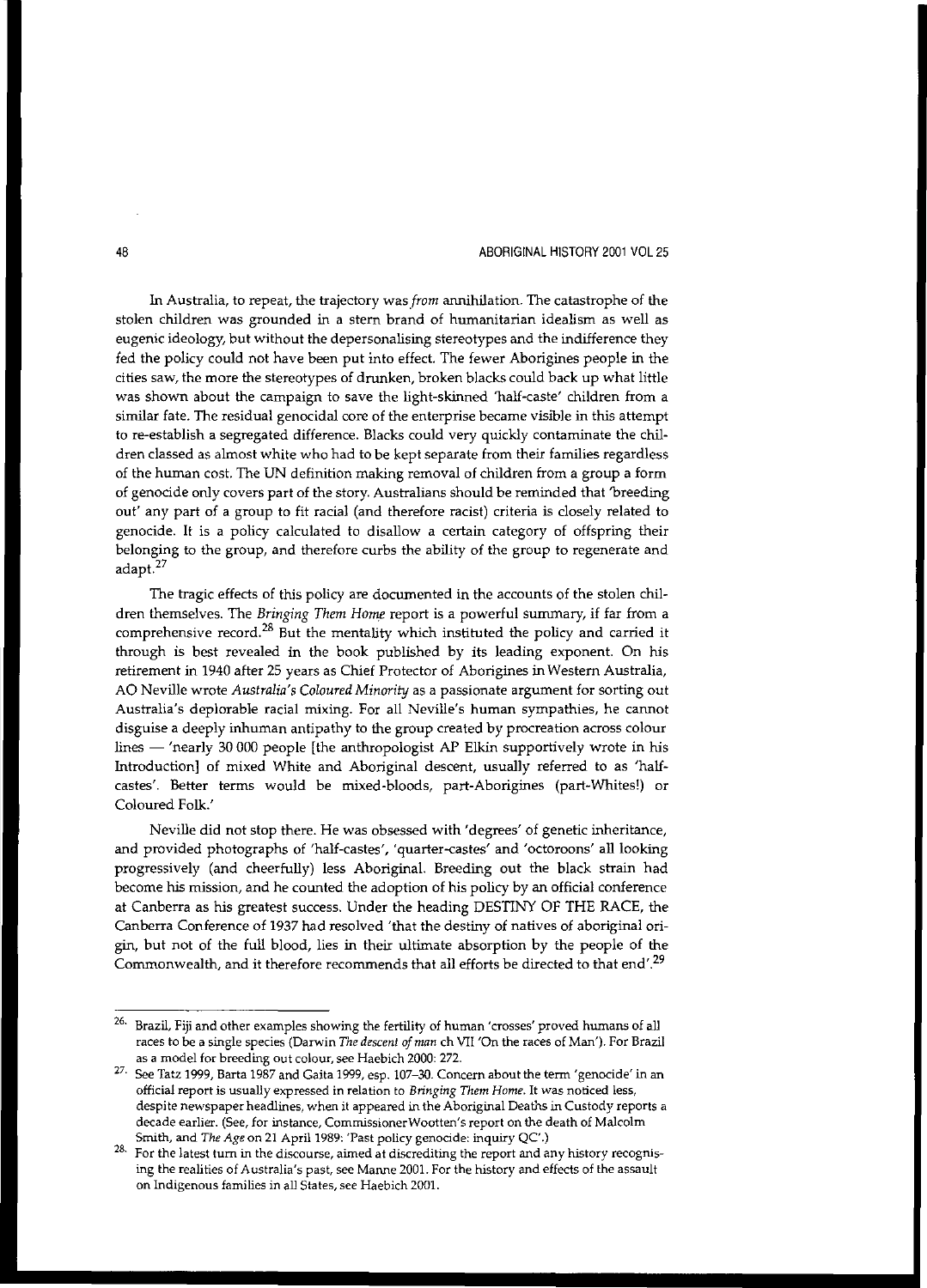In Australia, to repeat, the trajectory was *from* annihilation. The catastrophe of the stolen children was grounded in a stern brand of humanitarian idealism as well as eugenic ideology, but without the depersonalising stereotypes and the indifference they fed the policy could not have been put into effect. The fewer Aborigines people in the cities saw, the more the stereotypes of drunken, broken blacks could back up what little was shown about the campaign to save the light-skinned 'half-caste' children from a similar fate. The residual genocidal core of the enterprise became visible in this attempt to re-establish a segregated difference. Blacks could very quickly contaminate the children classed as almost white who had to be kept separate from their families regardless of the human cost. The UN definition making removal of children from a group a form of genocide only covers part of the story. Australians should be reminded that 'breeding out' any part of a group to fit racial (and therefore racist) criteria is closely related to genocide. It is a policy calculated to disallow a certain category of offspring their belonging to the group, and therefore curbs the ability of the group to regenerate and adapt.[27]

The tragic effects of this policy are documented in the accounts of the stolen children themselves. The *Bringing Them Home* report is a powerful summary, if far from a comprehensive record.[28] But the mentality which instituted the policy and carried it through is best revealed in the book published by its leading exponent. On his retirement in 1940 after 25 years as Chief Protector of Aborigines in Western Australia, AO Neville wrote *Australia's Coloured Minority* as a passionate argument for sorting out Australia's deplorable racial mixing. For all Neville's human sympathies, he cannot disguise a deeply inhuman antipathy to the group created by procreation across colour lines — 'nearly 30 000 people [the anthropologist AP Elkin supportively wrote in his Introduction] of mixed White and Aboriginal descent, usually referred to as 'half-castes'. Better terms would be mixed-bloods, part-Aborigines (part-Whites!) or Coloured Folk.'

Neville did not stop there. He was obsessed with 'degrees' of genetic inheritance, and provided photographs of 'half-castes', 'quarter-castes' and 'octoroons' all looking progressively (and cheerfully) less Aboriginal. Breeding out the black strain had become his mission, and he counted the adoption of his policy by an official conference at Canberra as his greatest success. Under the heading DESTINY OF THE RACE, the Canberra Conference of 1937 had resolved 'that the destiny of natives of aboriginal origin, but not of the full blood, lies in their ultimate absorption by the people of the Commonwealth, and it therefore recommends that all efforts be directed to that end'.[29]

---

26. Brazil, Fiji and other examples showing the fertility of human 'crosses' proved humans of all races to be a single species (Darwin *The descent of man* ch VII 'On the races of Man'). For Brazil as a model for breeding out colour, see Haebich 2000: 272.

27. See Tatz 1999, Barta 1987 and Gaita 1999, esp. 107–30. Concern about the term 'genocide' in an official report is usually expressed in relation to *Bringing Them Home*. It was noticed less, despite newspaper headlines, when it appeared in the Aboriginal Deaths in Custody reports a decade earlier. (See, for instance, Commissioner Wootten's report on the death of Malcolm Smith, and *The Age* on 21 April 1989: 'Past policy genocide: inquiry QC'.)

28. For the latest turn in the discourse, aimed at discrediting the report and any history recognising the realities of Australia's past, see Manne 2001. For the history and effects of the assault on Indigenous families in all States, see Haebich 2001.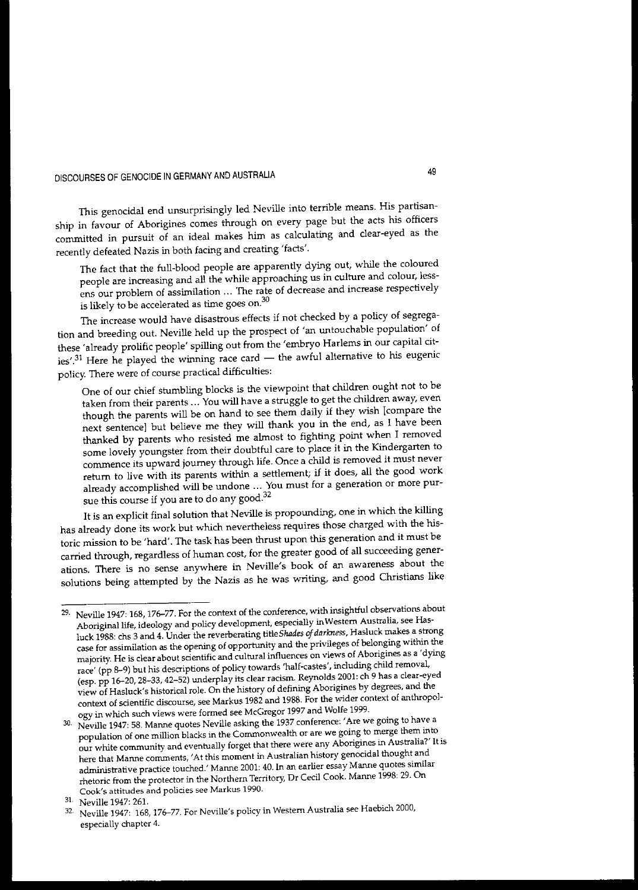This genocidal end unsurprisingly led Neville into terrible means. His partisanship in favour of Aborigines comes through on every page but the acts his officers committed in pursuit of an ideal makes him as calculating and clear-eyed as the recently defeated Nazis in both facing and creating 'facts'.

> The fact that the full-blood people are apparently dying out, while the coloured people are increasing and all the while approaching us in culture and colour, lessens our problem of assimilation ... The rate of decrease and increase respectively is likely to be accelerated as time goes on.[30]

The increase would have disastrous effects if not checked by a policy of segregation and breeding out. Neville held up the prospect of 'an untouchable population' of these 'already prolific people' spilling out from the 'embryo Harlems in our capital cities'.[31] Here he played the winning race card — the awful alternative to his eugenic policy. There were of course practical difficulties:

> One of our chief stumbling blocks is the viewpoint that children ought not to be taken from their parents ... You will have a struggle to get the children away, even though the parents will be on hand to see them daily if they wish [compare the next sentence] but believe me they will thank you in the end, as I have been thanked by parents who resisted me almost to fighting point when I removed some lovely youngster from their doubtful care to place it in the Kindergarten to commence its upward journey through life. Once a child is removed it must never return to live with its parents within a settlement; if it does, all the good work already accomplished will be undone ... You must for a generation or more pursue this course if you are to do any good.[32]

It is an explicit final solution that Neville is propounding, one in which the killing has already done its work but which nevertheless requires those charged with the historic mission to be 'hard'. The task has been thrust upon this generation and it must be carried through, regardless of human cost, for the greater good of all succeeding generations. There is no sense anywhere in Neville's book of an awareness about the solutions being attempted by the Nazis as he was writing, and good Christians like

---

29. Neville 1947: 168, 176–77. For the context of the conference, with insightful observations about Aboriginal life, ideology and policy development, especially in Western Australia, see Hasluck 1988: chs 3 and 4. Under the reverberating title *Shades of darkness*, Hasluck makes a strong case for assimilation as the opening of opportunity and the privileges of belonging within the majority. He is clear about scientific and cultural influences on views of Aborigines as a 'dying race' (pp 8–9) but his descriptions of policy towards 'half-castes', including child removal, (esp. pp 16–20, 28–33, 42–52) underplay its clear racism. Reynolds 2001: ch 9 has a clear-eyed view of Hasluck's historical role. On the history of defining Aborigines by degrees, and the context of scientific discourse, see Markus 1982 and 1988. For the wider context of anthropology in which such views were formed see McGregor 1997 and Wolfe 1999.

30. Neville 1947: 58. Manne quotes Neville asking the 1937 conference: 'Are we going to have a population of one million blacks in the Commonwealth or are we going to merge them into our white community and eventually forget that there were any Aborigines in Australia?' It is here that Manne comments, 'At this moment in Australian history genocidal thought and administrative practice touched.' Manne 2001: 40. In an earlier essay Manne quotes similar rhetoric from the protector in the Northern Territory, Dr Cecil Cook. Manne 1998: 29. On Cook's attitudes and policies see Markus 1990.

31. Neville 1947: 261.

32. Neville 1947: 168, 176–77. For Neville's policy in Western Australia see Haebich 2000, especially chapter 4.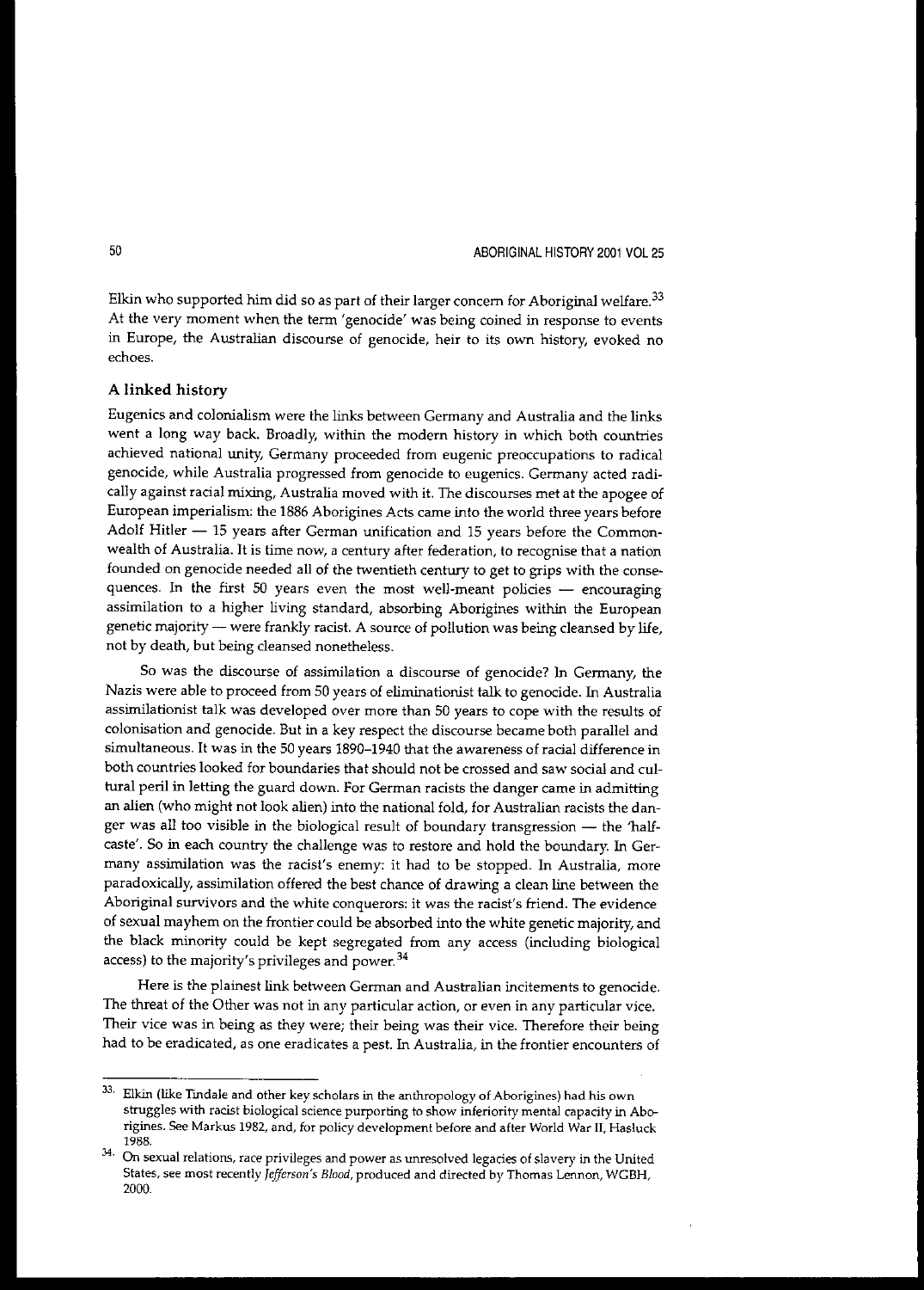Elkin who supported him did so as part of their larger concern for Aboriginal welfare.[33] At the very moment when the term 'genocide' was being coined in response to events in Europe, the Australian discourse of genocide, heir to its own history, evoked no echoes.

### A linked history

Eugenics and colonialism were the links between Germany and Australia and the links went a long way back. Broadly, within the modern history in which both countries achieved national unity, Germany proceeded from eugenic preoccupations to radical genocide, while Australia progressed from genocide to eugenics. Germany acted radically against racial mixing, Australia moved with it. The discourses met at the apogee of European imperialism: the 1886 Aborigines Acts came into the world three years before Adolf Hitler — 15 years after German unification and 15 years before the Commonwealth of Australia. It is time now, a century after federation, to recognise that a nation founded on genocide needed all of the twentieth century to get to grips with the consequences. In the first 50 years even the most well-meant policies — encouraging assimilation to a higher living standard, absorbing Aborigines within the European genetic majority — were frankly racist. A source of pollution was being cleansed by life, not by death, but being cleansed nonetheless.

So was the discourse of assimilation a discourse of genocide? In Germany, the Nazis were able to proceed from 50 years of eliminationist talk to genocide. In Australia assimilationist talk was developed over more than 50 years to cope with the results of colonisation and genocide. But in a key respect the discourse became both parallel and simultaneous. It was in the 50 years 1890–1940 that the awareness of racial difference in both countries looked for boundaries that should not be crossed and saw social and cultural peril in letting the guard down. For German racists the danger came in admitting an alien (who might not look alien) into the national fold, for Australian racists the danger was all too visible in the biological result of boundary transgression — the 'half-caste'. So in each country the challenge was to restore and hold the boundary. In Germany assimilation was the racist's enemy: it had to be stopped. In Australia, more paradoxically, assimilation offered the best chance of drawing a clean line between the Aboriginal survivors and the white conquerors: it was the racist's friend. The evidence of sexual mayhem on the frontier could be absorbed into the white genetic majority, and the black minority could be kept segregated from any access (including biological access) to the majority's privileges and power.[34]

Here is the plainest link between German and Australian incitements to genocide. The threat of the Other was not in any particular action, or even in any particular vice. Their vice was in being as they were; their being was their vice. Therefore their being had to be eradicated, as one eradicates a pest. In Australia, in the frontier encounters of

---

[33] Elkin (like Tindale and other key scholars in the anthropology of Aborigines) had his own struggles with racist biological science purporting to show inferiority mental capacity in Aborigines. See Markus 1982, and, for policy development before and after World War II, Hasluck 1988.

[34] On sexual relations, race privileges and power as unresolved legacies of slavery in the United States, see most recently *Jefferson's Blood*, produced and directed by Thomas Lennon, WGBH, 2000.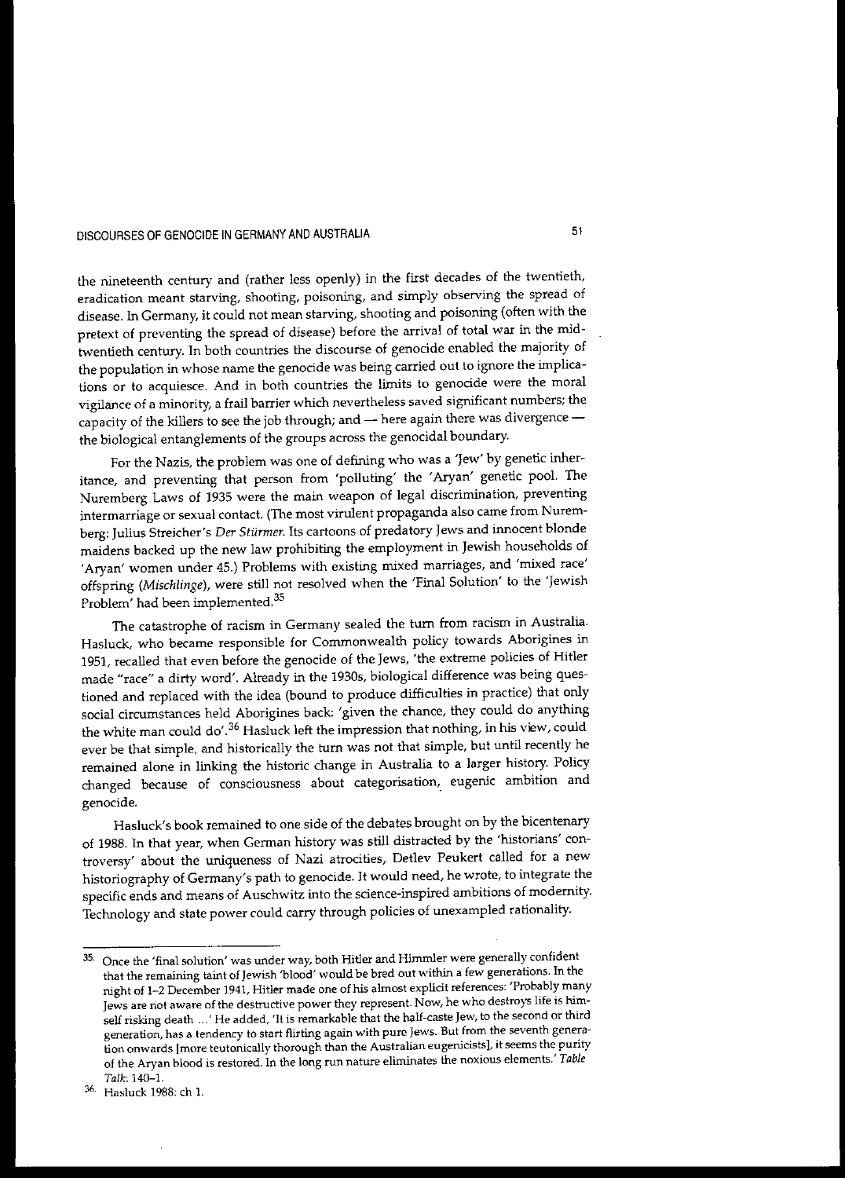the nineteenth century and (rather less openly) in the first decades of the twentieth, eradication meant starving, shooting, poisoning, and simply observing the spread of disease. In Germany, it could not mean starving, shooting and poisoning (often with the pretext of preventing the spread of disease) before the arrival of total war in the mid-twentieth century. In both countries the discourse of genocide enabled the majority of the population in whose name the genocide was being carried out to ignore the implications or to acquiesce. And in both countries the limits to genocide were the moral vigilance of a minority, a frail barrier which nevertheless saved significant numbers; the capacity of the killers to see the job through; and — here again there was divergence — the biological entanglements of the groups across the genocidal boundary.

For the Nazis, the problem was one of defining who was a 'Jew' by genetic inheritance, and preventing that person from 'polluting' the 'Aryan' genetic pool. The Nuremberg Laws of 1935 were the main weapon of legal discrimination, preventing intermarriage or sexual contact. (The most virulent propaganda also came from Nuremberg: Julius Streicher's *Der Stürmer.* Its cartoons of predatory Jews and innocent blonde maidens backed up the new law prohibiting the employment in Jewish households of 'Aryan' women under 45.) Problems with existing mixed marriages, and 'mixed race' offspring (*Mischlinge*), were still not resolved when the 'Final Solution' to the 'Jewish Problem' had been implemented.[35]

The catastrophe of racism in Germany sealed the turn from racism in Australia. Hasluck, who became responsible for Commonwealth policy towards Aborigines in 1951, recalled that even before the genocide of the Jews, 'the extreme policies of Hitler made "race" a dirty word'. Already in the 1930s, biological difference was being questioned and replaced with the idea (bound to produce difficulties in practice) that only social circumstances held Aborigines back: 'given the chance, they could do anything the white man could do'.[36] Hasluck left the impression that nothing, in his view, could ever be that simple, and historically the turn was not that simple, but until recently he remained alone in linking the historic change in Australia to a larger history. Policy changed because of consciousness about categorisation, eugenic ambition and genocide.

Hasluck's book remained to one side of the debates brought on by the bicentenary of 1988. In that year, when German history was still distracted by the 'historians' controversy' about the uniqueness of Nazi atrocities, Detlev Peukert called for a new historiography of Germany's path to genocide. It would need, he wrote, to integrate the specific ends and means of Auschwitz into the science-inspired ambitions of modernity. Technology and state power could carry through policies of unexampled rationality.

---

35. Once the 'final solution' was under way, both Hitler and Himmler were generally confident that the remaining taint of Jewish 'blood' would be bred out within a few generations. In the night of 1–2 December 1941, Hitler made one of his almost explicit references: 'Probably many Jews are not aware of the destructive power they represent. Now, he who destroys life is himself risking death ...' He added, 'It is remarkable that the half-caste Jew, to the second or third generation, has a tendency to start flirting again with pure Jews. But from the seventh generation onwards [more teutonically thorough than the Australian eugenicists], it seems the purity of the Aryan blood is restored. In the long run nature eliminates the noxious elements.' *Table Talk*: 140–1.

36. Hasluck 1988: ch 1.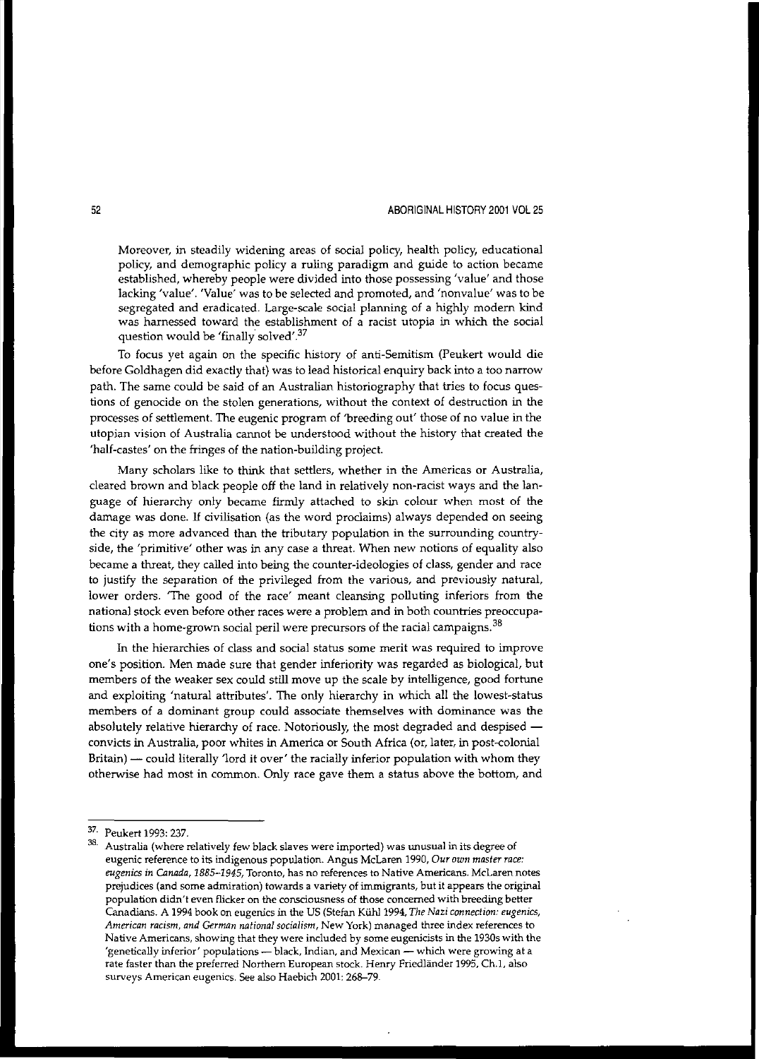> Moreover, in steadily widening areas of social policy, health policy, educational policy, and demographic policy a ruling paradigm and guide to action became established, whereby people were divided into those possessing 'value' and those lacking 'value'. 'Value' was to be selected and promoted, and 'nonvalue' was to be segregated and eradicated. Large-scale social planning of a highly modern kind was harnessed toward the establishment of a racist utopia in which the social question would be 'finally solved'.[37]

To focus yet again on the specific history of anti-Semitism (Peukert would die before Goldhagen did exactly that) was to lead historical enquiry back into a too narrow path. The same could be said of an Australian historiography that tries to focus questions of genocide on the stolen generations, without the context of destruction in the processes of settlement. The eugenic program of 'breeding out' those of no value in the utopian vision of Australia cannot be understood without the history that created the 'half-castes' on the fringes of the nation-building project.

Many scholars like to think that settlers, whether in the Americas or Australia, cleared brown and black people off the land in relatively non-racist ways and the language of hierarchy only became firmly attached to skin colour when most of the damage was done. If civilisation (as the word proclaims) always depended on seeing the city as more advanced than the tributary population in the surrounding countryside, the 'primitive' other was in any case a threat. When new notions of equality also became a threat, they called into being the counter-ideologies of class, gender and race to justify the separation of the privileged from the various, and previously natural, lower orders. 'The good of the race' meant cleansing polluting inferiors from the national stock even before other races were a problem and in both countries preoccupations with a home-grown social peril were precursors of the racial campaigns.[38]

In the hierarchies of class and social status some merit was required to improve one's position. Men made sure that gender inferiority was regarded as biological, but members of the weaker sex could still move up the scale by intelligence, good fortune and exploiting 'natural attributes'. The only hierarchy in which all the lowest-status members of a dominant group could associate themselves with dominance was the absolutely relative hierarchy of race. Notoriously, the most degraded and despised — convicts in Australia, poor whites in America or South Africa (or, later, in post-colonial Britain) — could literally 'lord it over' the racially inferior population with whom they otherwise had most in common. Only race gave them a status above the bottom, and

---

37. Peukert 1993: 237.

38. Australia (where relatively few black slaves were imported) was unusual in its degree of eugenic reference to its indigenous population. Angus McLaren 1990, *Our own master race: eugenics in Canada, 1885–1945*, Toronto, has no references to Native Americans. McLaren notes prejudices (and some admiration) towards a variety of immigrants, but it appears the original population didn't even flicker on the consciousness of those concerned with breeding better Canadians. A 1994 book on eugenics in the US (Stefan Kühl 1994, *The Nazi connection: eugenics, American racism, and German national socialism*, New York) managed three index references to Native Americans, showing that they were included by some eugenicists in the 1930s with the 'genetically inferior' populations — black, Indian, and Mexican — which were growing at a rate faster than the preferred Northern European stock. Henry Friedländer 1995, Ch.1, also surveys American eugenics. See also Haebich 2001: 268–79.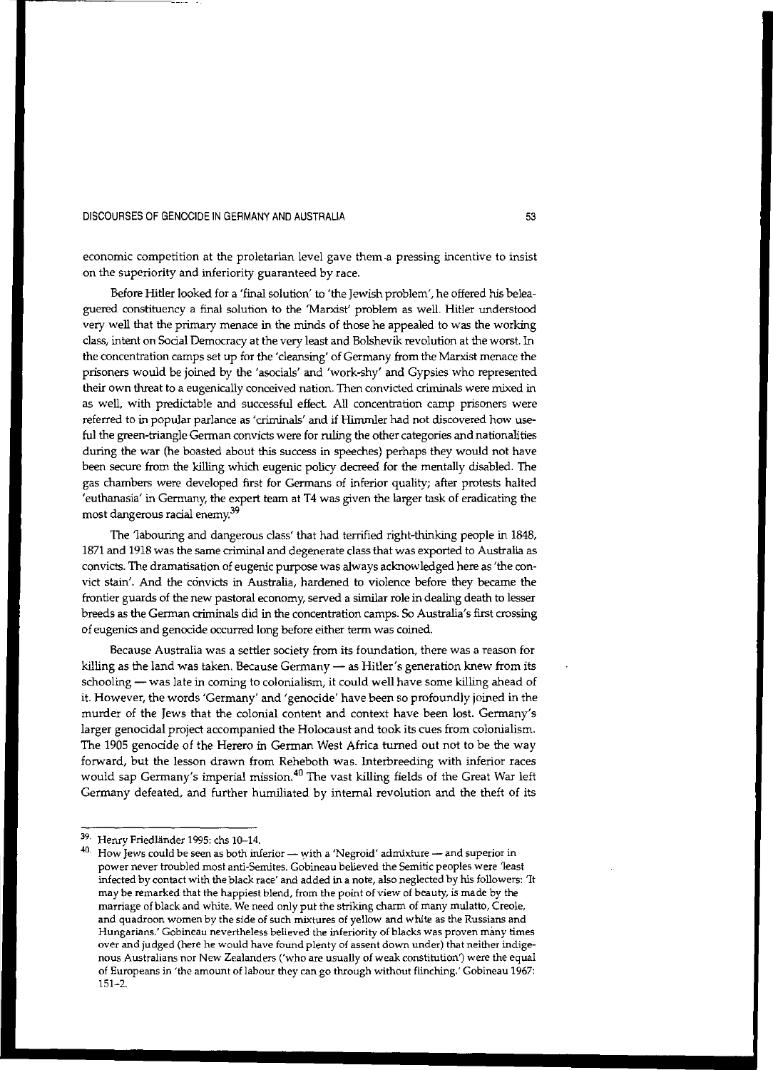economic competition at the proletarian level gave them a pressing incentive to insist on the superiority and inferiority guaranteed by race.

Before Hitler looked for a 'final solution' to 'the Jewish problem', he offered his beleaguered constituency a final solution to the 'Marxist' problem as well. Hitler understood very well that the primary menace in the minds of those he appealed to was the working class, intent on Social Democracy at the very least and Bolshevik revolution at the worst. In the concentration camps set up for the 'cleansing' of Germany from the Marxist menace the prisoners would be joined by the 'asocials' and 'work-shy' and Gypsies who represented their own threat to a eugenically conceived nation. Then convicted criminals were mixed in as well, with predictable and successful effect. All concentration camp prisoners were referred to in popular parlance as 'criminals' and if Himmler had not discovered how useful the green-triangle German convicts were for ruling the other categories and nationalities during the war (he boasted about this success in speeches) perhaps they would not have been secure from the killing which eugenic policy decreed for the mentally disabled. The gas chambers were developed first for Germans of inferior quality; after protests halted 'euthanasia' in Germany, the expert team at T4 was given the larger task of eradicating the most dangerous racial enemy.[39]

The 'labouring and dangerous class' that had terrified right-thinking people in 1848, 1871 and 1918 was the same criminal and degenerate class that was exported to Australia as convicts. The dramatisation of eugenic purpose was always acknowledged here as 'the convict stain'. And the convicts in Australia, hardened to violence before they became the frontier guards of the new pastoral economy, served a similar role in dealing death to lesser breeds as the German criminals did in the concentration camps. So Australia's first crossing of eugenics and genocide occurred long before either term was coined.

Because Australia was a settler society from its foundation, there was a reason for killing as the land was taken. Because Germany — as Hitler's generation knew from its schooling — was late in coming to colonialism, it could well have some killing ahead of it. However, the words 'Germany' and 'genocide' have been so profoundly joined in the murder of the Jews that the colonial content and context have been lost. Germany's larger genocidal project accompanied the Holocaust and took its cues from colonialism. The 1905 genocide of the Herero in German West Africa turned out not to be the way forward, but the lesson drawn from Reheboth was. Interbreeding with inferior races would sap Germany's imperial mission.[40] The vast killing fields of the Great War left Germany defeated, and further humiliated by internal revolution and the theft of its

---

[39] Henry Friedländer 1995: chs 10–14.

[40] How Jews could be seen as both inferior — with a 'Negroid' admixture — and superior in power never troubled most anti-Semites. Gobineau believed the Semitic peoples were 'least infected by contact with the black race' and added in a note, also neglected by his followers: 'It may be remarked that the happiest blend, from the point of view of beauty, is made by the marriage of black and white. We need only put the striking charm of many mulatto, Creole, and quadroon women by the side of such mixtures of yellow and white as the Russians and Hungarians.' Gobineau nevertheless believed the inferiority of blacks was proven many times over and judged (here he would have found plenty of assent down under) that neither indigenous Australians nor New Zealanders ('who are usually of weak constitution') were the equal of Europeans in 'the amount of labour they can go through without flinching.' Gobineau 1967: 151–2.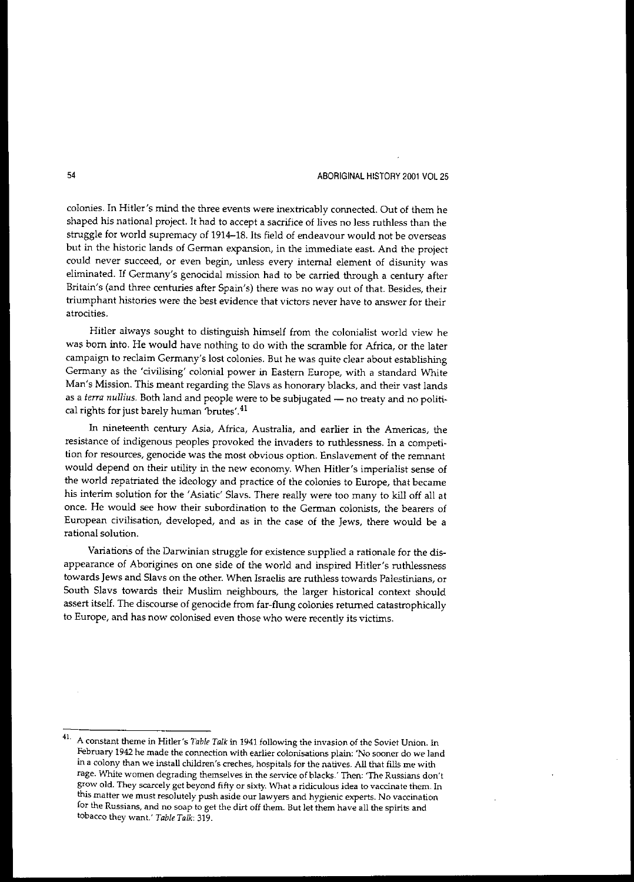colonies. In Hitler's mind the three events were inextricably connected. Out of them he shaped his national project. It had to accept a sacrifice of lives no less ruthless than the struggle for world supremacy of 1914–18. Its field of endeavour would not be overseas but in the historic lands of German expansion, in the immediate east. And the project could never succeed, or even begin, unless every internal element of disunity was eliminated. If Germany's genocidal mission had to be carried through a century after Britain's (and three centuries after Spain's) there was no way out of that. Besides, their triumphant histories were the best evidence that victors never have to answer for their atrocities.

Hitler always sought to distinguish himself from the colonialist world view he was born into. He would have nothing to do with the scramble for Africa, or the later campaign to reclaim Germany's lost colonies. But he was quite clear about establishing Germany as the 'civilising' colonial power in Eastern Europe, with a standard White Man's Mission. This meant regarding the Slavs as honorary blacks, and their vast lands as a *terra nullius*. Both land and people were to be subjugated — no treaty and no political rights for just barely human 'brutes'.[41]

In nineteenth century Asia, Africa, Australia, and earlier in the Americas, the resistance of indigenous peoples provoked the invaders to ruthlessness. In a competition for resources, genocide was the most obvious option. Enslavement of the remnant would depend on their utility in the new economy. When Hitler's imperialist sense of the world repatriated the ideology and practice of the colonies to Europe, that became his interim solution for the 'Asiatic' Slavs. There really were too many to kill off all at once. He would see how their subordination to the German colonists, the bearers of European civilisation, developed, and as in the case of the Jews, there would be a rational solution.

Variations of the Darwinian struggle for existence supplied a rationale for the disappearance of Aborigines on one side of the world and inspired Hitler's ruthlessness towards Jews and Slavs on the other. When Israelis are ruthless towards Palestinians, or South Slavs towards their Muslim neighbours, the larger historical context should assert itself. The discourse of genocide from far-flung colonies returned catastrophically to Europe, and has now colonised even those who were recently its victims.

---

41. A constant theme in Hitler's *Table Talk* in 1941 following the invasion of the Soviet Union. In February 1942 he made the connection with earlier colonisations plain: 'No sooner do we land in a colony than we install children's creches, hospitals for the natives. All that fills me with rage. White women degrading themselves in the service of blacks.' Then: 'The Russians don't grow old. They scarcely get beyond fifty or sixty. What a ridiculous idea to vaccinate them. In this matter we must resolutely push aside our lawyers and hygienic experts. No vaccination for the Russians, and no soap to get the dirt off them. But let them have all the spirits and tobacco they want.' *Table Talk*: 319.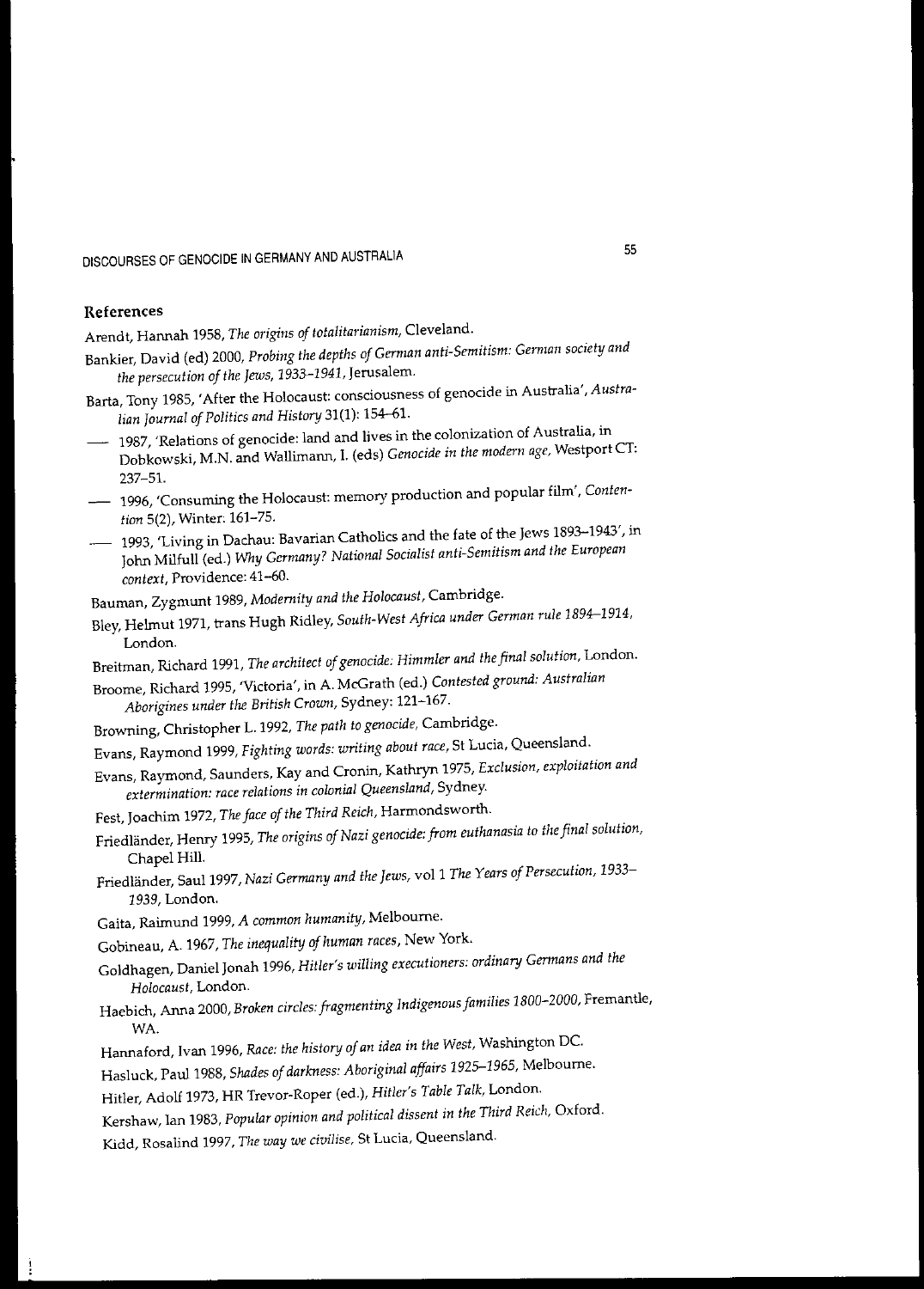## References

Arendt, Hannah 1958, *The origins of totalitarianism*, Cleveland.

Bankier, David (ed) 2000, *Probing the depths of German anti-Semitism: German society and the persecution of the Jews, 1933–1941*, Jerusalem.

Barta, Tony 1985, 'After the Holocaust: consciousness of genocide in Australia', *Australian Journal of Politics and History* 31(1): 154–61.

—— 1987, 'Relations of genocide: land and lives in the colonization of Australia, in Dobkowski, M.N. and Wallimann, I. (eds) *Genocide in the modern age*, Westport CT: 237–51.

—— 1996, 'Consuming the Holocaust: memory production and popular film', *Contention* 5(2), Winter: 161–75.

—— 1993, 'Living in Dachau: Bavarian Catholics and the fate of the Jews 1893–1943', in John Milfull (ed.) *Why Germany? National Socialist anti-Semitism and the European context*, Providence: 41–60.

Bauman, Zygmunt 1989, *Modernity and the Holocaust*, Cambridge.

Bley, Helmut 1971, trans Hugh Ridley, *South-West Africa under German rule 1894–1914*, London.

Breitman, Richard 1991, *The architect of genocide: Himmler and the final solution*, London.

Broome, Richard 1995, 'Victoria', in A. McGrath (ed.) *Contested ground: Australian Aborigines under the British Crown*, Sydney: 121–167.

Browning, Christopher L. 1992, *The path to genocide*, Cambridge.

Evans, Raymond 1999, *Fighting words: writing about race*, St Lucia, Queensland.

Evans, Raymond, Saunders, Kay and Cronin, Kathryn 1975, *Exclusion, exploitation and extermination: race relations in colonial Queensland*, Sydney.

Fest, Joachim 1972, *The face of the Third Reich*, Harmondsworth.

Friedländer, Henry 1995, *The origins of Nazi genocide: from euthanasia to the final solution*, Chapel Hill.

Friedländer, Saul 1997, *Nazi Germany and the Jews*, vol 1 *The Years of Persecution, 1933–1939*, London.

Gaita, Raimund 1999, *A common humanity*, Melbourne.

Gobineau, A. 1967, *The inequality of human races*, New York.

Goldhagen, Daniel Jonah 1996, *Hitler's willing executioners: ordinary Germans and the Holocaust*, London.

Haebich, Anna 2000, *Broken circles: fragmenting Indigenous families 1800–2000*, Fremantle, WA.

Hannaford, Ivan 1996, *Race: the history of an idea in the West*, Washington DC.

Hasluck, Paul 1988, *Shades of darkness: Aboriginal affairs 1925–1965*, Melbourne.

Hitler, Adolf 1973, HR Trevor-Roper (ed.), *Hitler's Table Talk*, London.

Kershaw, Ian 1983, *Popular opinion and political dissent in the Third Reich*, Oxford.

Kidd, Rosalind 1997, *The way we civilise*, St Lucia, Queensland.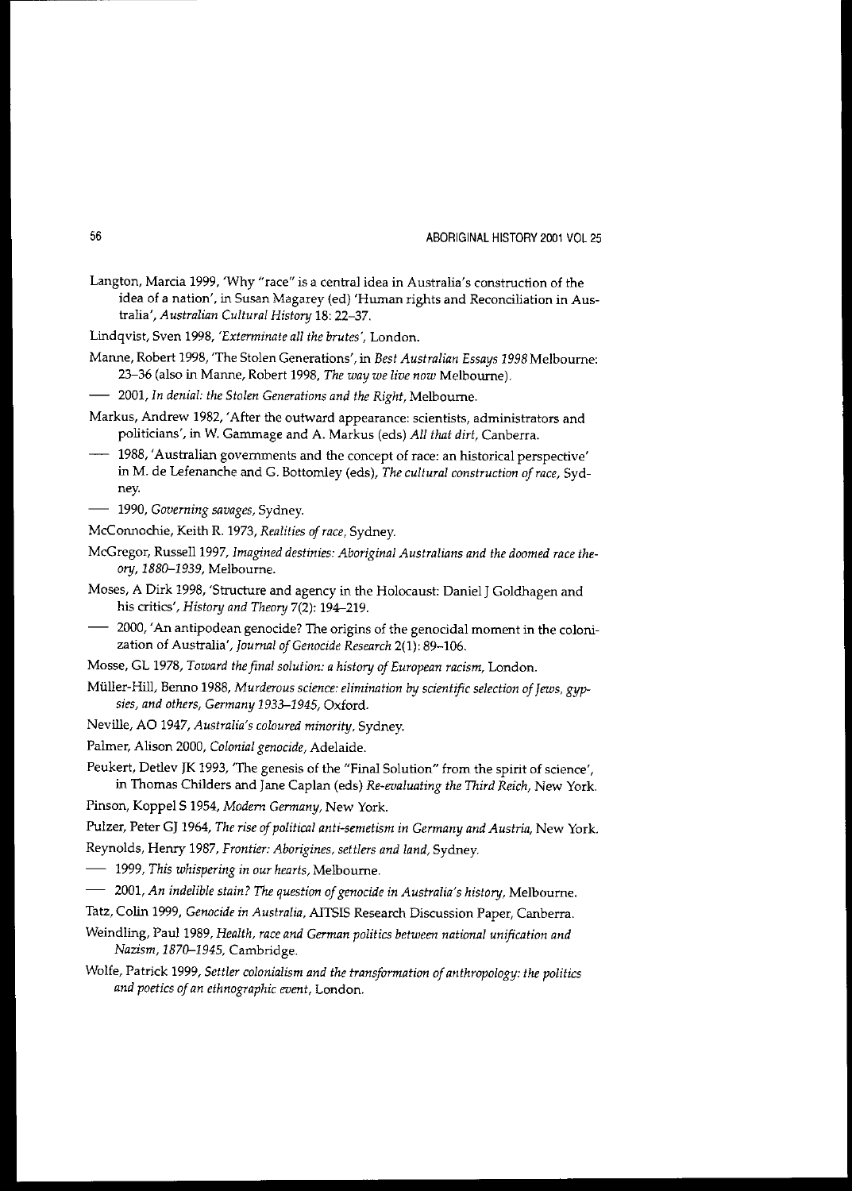Langton, Marcia 1999, 'Why "race" is a central idea in Australia's construction of the idea of a nation', in Susan Magarey (ed) 'Human rights and Reconciliation in Australia', *Australian Cultural History* 18: 22–37.

Lindqvist, Sven 1998, *'Exterminate all the brutes'*, London.

Manne, Robert 1998, 'The Stolen Generations', in *Best Australian Essays 1998* Melbourne: 23–36 (also in Manne, Robert 1998, *The way we live now* Melbourne).

— 2001, *In denial: the Stolen Generations and the Right*, Melbourne.

Markus, Andrew 1982, 'After the outward appearance: scientists, administrators and politicians', in W. Gammage and A. Markus (eds) *All that dirt*, Canberra.

— 1988, 'Australian governments and the concept of race: an historical perspective' in M. de Lefenanche and G. Bottomley (eds), *The cultural construction of race*, Sydney.

— 1990, *Governing savages*, Sydney.

McConnochie, Keith R. 1973, *Realities of race*, Sydney.

McGregor, Russell 1997, *Imagined destinies: Aboriginal Australians and the doomed race theory, 1880–1939*, Melbourne.

Moses, A Dirk 1998, 'Structure and agency in the Holocaust: Daniel J Goldhagen and his critics', *History and Theory* 7(2): 194–219.

— 2000, 'An antipodean genocide? The origins of the genocidal moment in the colonization of Australia', *Journal of Genocide Research* 2(1): 89–106.

Mosse, GL 1978, *Toward the final solution: a history of European racism*, London.

Müller-Hill, Benno 1988, *Murderous science: elimination by scientific selection of Jews, gypsies, and others, Germany 1933–1945*, Oxford.

Neville, AO 1947, *Australia's coloured minority*, Sydney.

Palmer, Alison 2000, *Colonial genocide*, Adelaide.

Peukert, Detlev JK 1993, 'The genesis of the "Final Solution" from the spirit of science', in Thomas Childers and Jane Caplan (eds) *Re-evaluating the Third Reich*, New York.

Pinson, Koppel S 1954, *Modern Germany*, New York.

Pulzer, Peter GJ 1964, *The rise of political anti-semetism in Germany and Austria*, New York.

Reynolds, Henry 1987, *Frontier: Aborigines, settlers and land*, Sydney.

— 1999, *This whispering in our hearts*, Melbourne.

— 2001, *An indelible stain? The question of genocide in Australia's history*, Melbourne.

Tatz, Colin 1999, *Genocide in Australia*, AITSIS Research Discussion Paper, Canberra.

Weindling, Paul 1989, *Health, race and German politics between national unification and Nazism, 1870–1945*, Cambridge.

Wolfe, Patrick 1999, *Settler colonialism and the transformation of anthropology: the politics and poetics of an ethnographic event*, London.